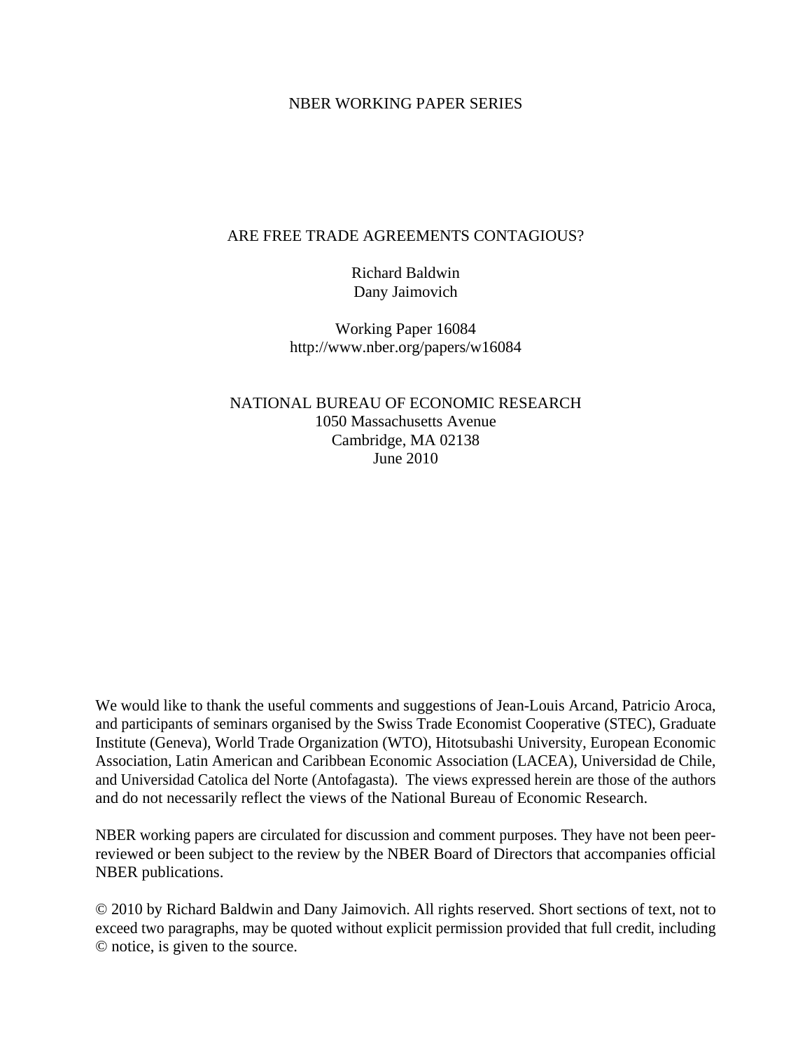NBER WORKING PAPER SERIES

# ARE FREE TRADE AGREEMENTS CONTAGIOUS?

Richard Baldwin
Dany Jaimovich

Working Paper 16084
http://www.nber.org/papers/w16084

NATIONAL BUREAU OF ECONOMIC RESEARCH
1050 Massachusetts Avenue
Cambridge, MA 02138
June 2010

We would like to thank the useful comments and suggestions of Jean-Louis Arcand, Patricio Aroca, and participants of seminars organised by the Swiss Trade Economist Cooperative (STEC), Graduate Institute (Geneva), World Trade Organization (WTO), Hitotsubashi University, European Economic Association, Latin American and Caribbean Economic Association (LACEA), Universidad de Chile, and Universidad Catolica del Norte (Antofagasta). The views expressed herein are those of the authors and do not necessarily reflect the views of the National Bureau of Economic Research.

NBER working papers are circulated for discussion and comment purposes. They have not been peer-reviewed or been subject to the review by the NBER Board of Directors that accompanies official NBER publications.

© 2010 by Richard Baldwin and Dany Jaimovich. All rights reserved. Short sections of text, not to exceed two paragraphs, may be quoted without explicit permission provided that full credit, including © notice, is given to the source.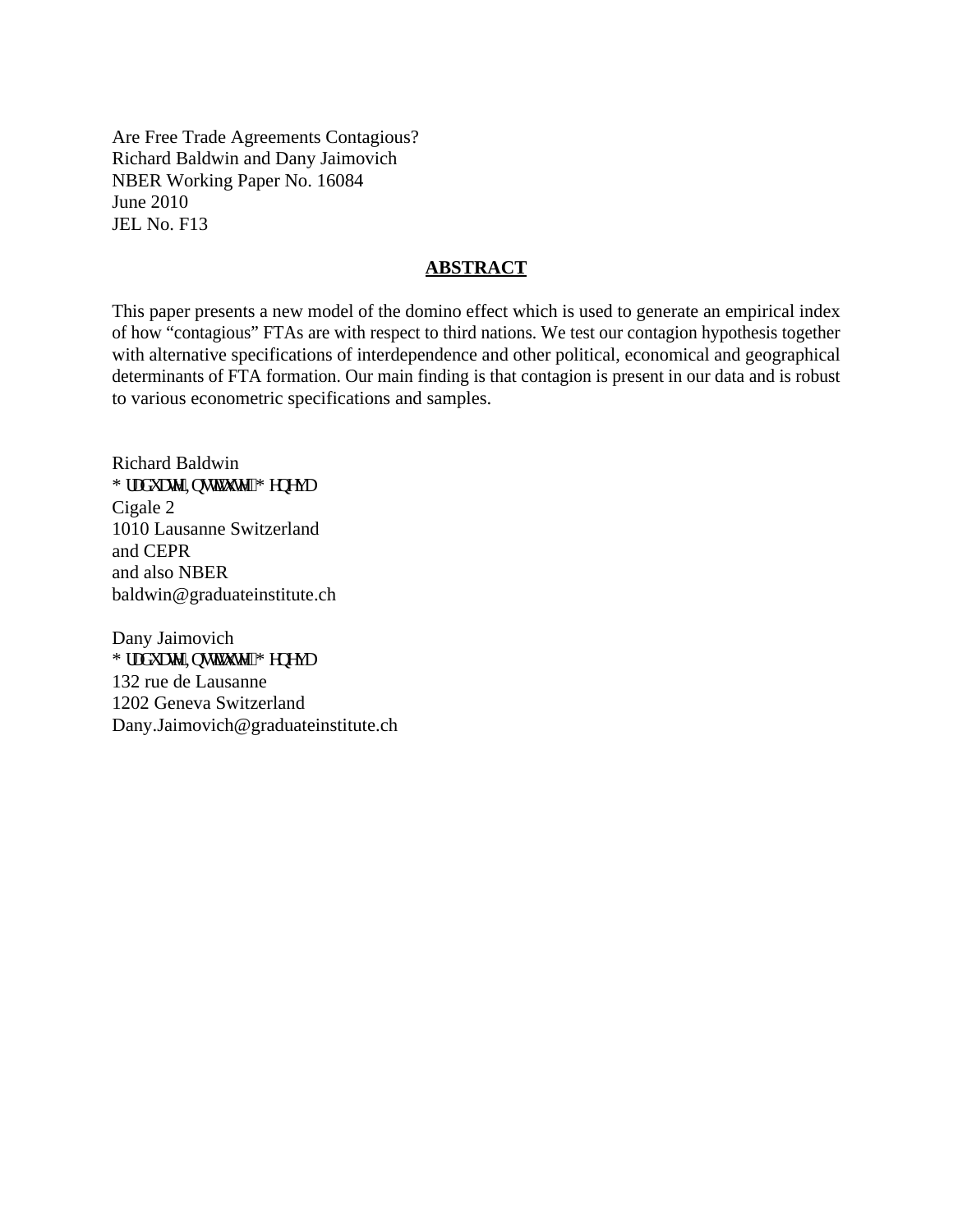Are Free Trade Agreements Contagious?
Richard Baldwin and Dany Jaimovich
NBER Working Paper No. 16084
June 2010
JEL No. F13

## ABSTRACT

This paper presents a new model of the domino effect which is used to generate an empirical index of how "contagious" FTAs are with respect to third nations. We test our contagion hypothesis together with alternative specifications of interdependence and other political, economical and geographical determinants of FTA formation. Our main finding is that contagion is present in our data and is robust to various econometric specifications and samples.

Richard Baldwin
Graduate Institute, Geneva
Cigale 2
1010 Lausanne Switzerland
and CEPR
and also NBER
baldwin@graduateinstitute.ch

Dany Jaimovich
Graduate Institute, Geneva
132 rue de Lausanne
1202 Geneva Switzerland
Dany.Jaimovich@graduateinstitute.ch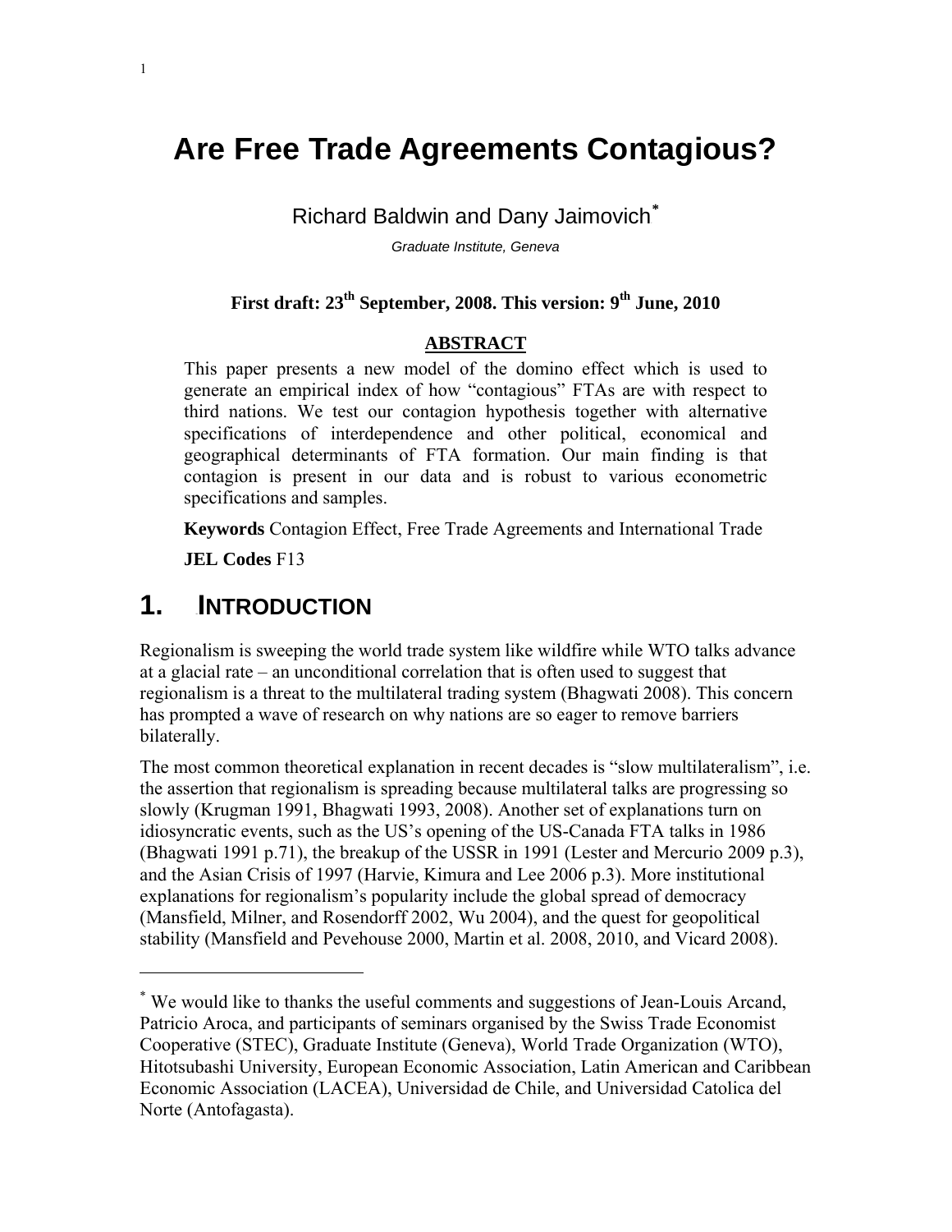# Are Free Trade Agreements Contagious?

Richard Baldwin and Dany Jaimovich[*]

*Graduate Institute, Geneva*

**First draft: 23th September, 2008. This version: 9th June, 2010**

**ABSTRACT**

This paper presents a new model of the domino effect which is used to generate an empirical index of how "contagious" FTAs are with respect to third nations. We test our contagion hypothesis together with alternative specifications of interdependence and other political, economical and geographical determinants of FTA formation. Our main finding is that contagion is present in our data and is robust to various econometric specifications and samples.

**Keywords** Contagion Effect, Free Trade Agreements and International Trade

**JEL Codes** F13

## 1. INTRODUCTION

Regionalism is sweeping the world trade system like wildfire while WTO talks advance at a glacial rate – an unconditional correlation that is often used to suggest that regionalism is a threat to the multilateral trading system (Bhagwati 2008). This concern has prompted a wave of research on why nations are so eager to remove barriers bilaterally.

The most common theoretical explanation in recent decades is "slow multilateralism", i.e. the assertion that regionalism is spreading because multilateral talks are progressing so slowly (Krugman 1991, Bhagwati 1993, 2008). Another set of explanations turn on idiosyncratic events, such as the US's opening of the US-Canada FTA talks in 1986 (Bhagwati 1991 p.71), the breakup of the USSR in 1991 (Lester and Mercurio 2009 p.3), and the Asian Crisis of 1997 (Harvie, Kimura and Lee 2006 p.3). More institutional explanations for regionalism's popularity include the global spread of democracy (Mansfield, Milner, and Rosendorff 2002, Wu 2004), and the quest for geopolitical stability (Mansfield and Pevehouse 2000, Martin et al. 2008, 2010, and Vicard 2008).

[*] We would like to thanks the useful comments and suggestions of Jean-Louis Arcand, Patricio Aroca, and participants of seminars organised by the Swiss Trade Economist Cooperative (STEC), Graduate Institute (Geneva), World Trade Organization (WTO), Hitotsubashi University, European Economic Association, Latin American and Caribbean Economic Association (LACEA), Universidad de Chile, and Universidad Catolica del Norte (Antofagasta).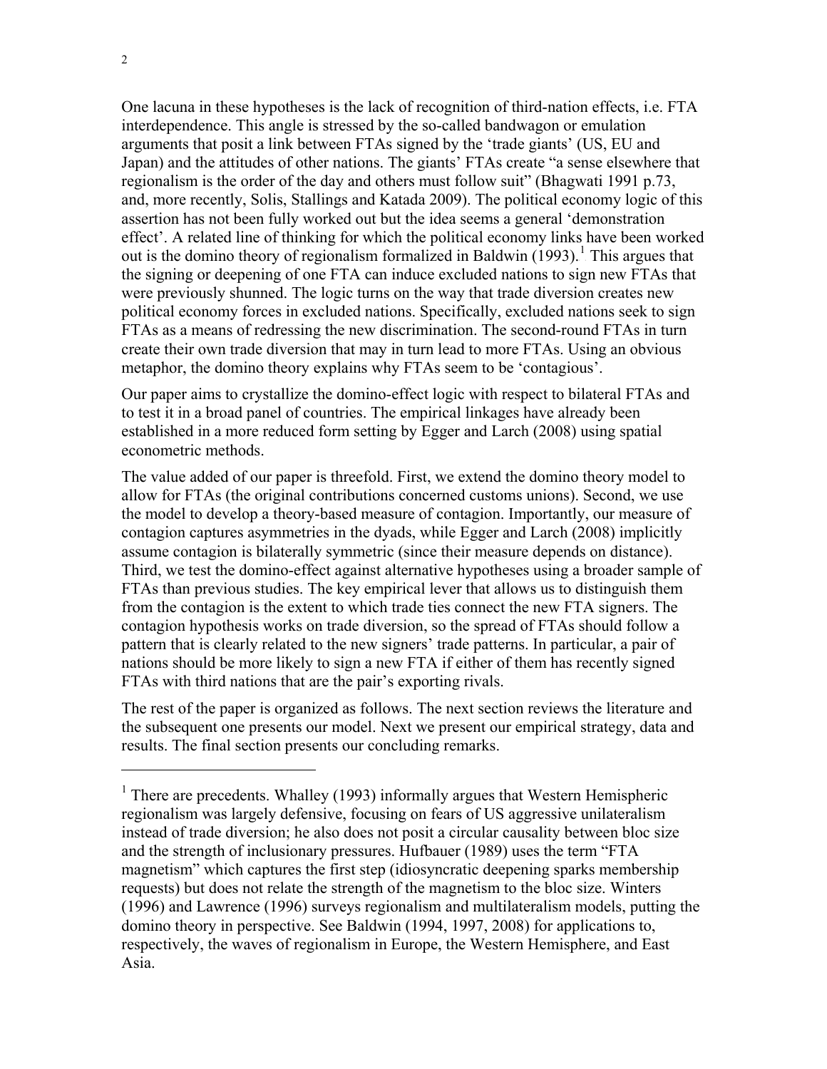One lacuna in these hypotheses is the lack of recognition of third-nation effects, i.e. FTA interdependence. This angle is stressed by the so-called bandwagon or emulation arguments that posit a link between FTAs signed by the 'trade giants' (US, EU and Japan) and the attitudes of other nations. The giants' FTAs create "a sense elsewhere that regionalism is the order of the day and others must follow suit" (Bhagwati 1991 p.73, and, more recently, Solis, Stallings and Katada 2009). The political economy logic of this assertion has not been fully worked out but the idea seems a general 'demonstration effect'. A related line of thinking for which the political economy links have been worked out is the domino theory of regionalism formalized in Baldwin (1993).[1] This argues that the signing or deepening of one FTA can induce excluded nations to sign new FTAs that were previously shunned. The logic turns on the way that trade diversion creates new political economy forces in excluded nations. Specifically, excluded nations seek to sign FTAs as a means of redressing the new discrimination. The second-round FTAs in turn create their own trade diversion that may in turn lead to more FTAs. Using an obvious metaphor, the domino theory explains why FTAs seem to be 'contagious'.

Our paper aims to crystallize the domino-effect logic with respect to bilateral FTAs and to test it in a broad panel of countries. The empirical linkages have already been established in a more reduced form setting by Egger and Larch (2008) using spatial econometric methods.

The value added of our paper is threefold. First, we extend the domino theory model to allow for FTAs (the original contributions concerned customs unions). Second, we use the model to develop a theory-based measure of contagion. Importantly, our measure of contagion captures asymmetries in the dyads, while Egger and Larch (2008) implicitly assume contagion is bilaterally symmetric (since their measure depends on distance). Third, we test the domino-effect against alternative hypotheses using a broader sample of FTAs than previous studies. The key empirical lever that allows us to distinguish them from the contagion is the extent to which trade ties connect the new FTA signers. The contagion hypothesis works on trade diversion, so the spread of FTAs should follow a pattern that is clearly related to the new signers' trade patterns. In particular, a pair of nations should be more likely to sign a new FTA if either of them has recently signed FTAs with third nations that are the pair's exporting rivals.

The rest of the paper is organized as follows. The next section reviews the literature and the subsequent one presents our model. Next we present our empirical strategy, data and results. The final section presents our concluding remarks.

---

[1] There are precedents. Whalley (1993) informally argues that Western Hemispheric regionalism was largely defensive, focusing on fears of US aggressive unilateralism instead of trade diversion; he also does not posit a circular causality between bloc size and the strength of inclusionary pressures. Hufbauer (1989) uses the term "FTA magnetism" which captures the first step (idiosyncratic deepening sparks membership requests) but does not relate the strength of the magnetism to the bloc size. Winters (1996) and Lawrence (1996) surveys regionalism and multilateralism models, putting the domino theory in perspective. See Baldwin (1994, 1997, 2008) for applications to, respectively, the waves of regionalism in Europe, the Western Hemisphere, and East Asia.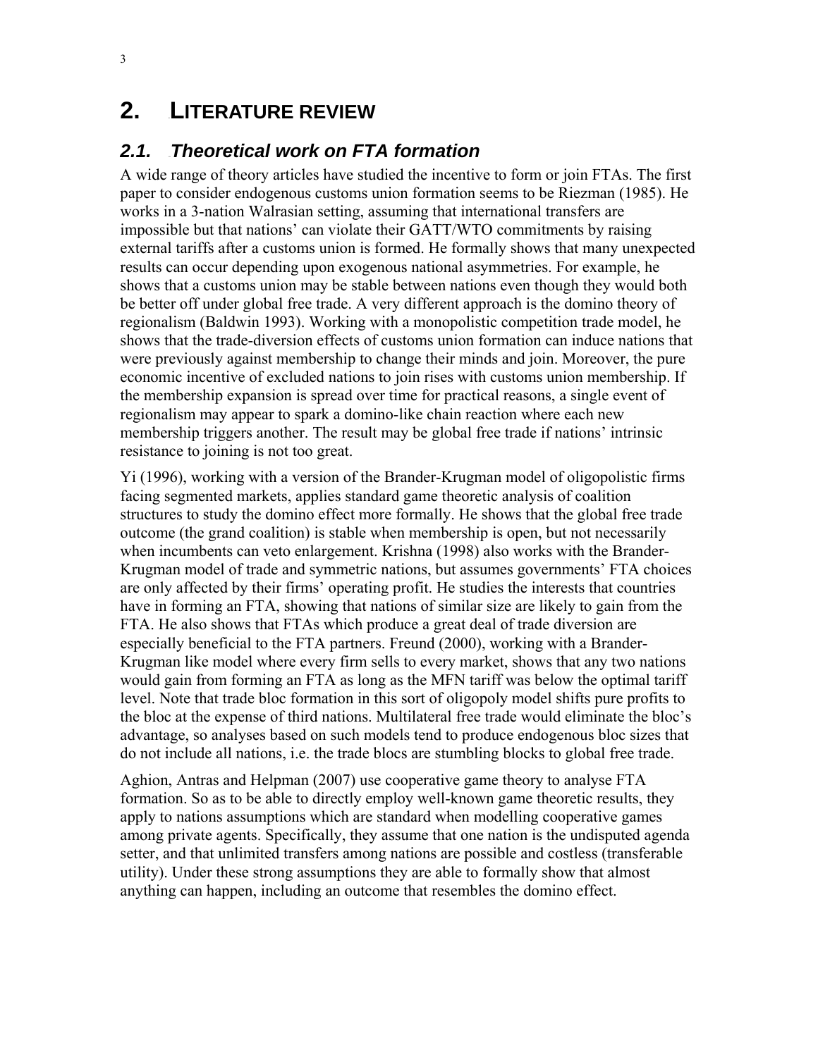# 2. LITERATURE REVIEW

## 2.1. Theoretical work on FTA formation

A wide range of theory articles have studied the incentive to form or join FTAs. The first paper to consider endogenous customs union formation seems to be Riezman (1985). He works in a 3-nation Walrasian setting, assuming that international transfers are impossible but that nations' can violate their GATT/WTO commitments by raising external tariffs after a customs union is formed. He formally shows that many unexpected results can occur depending upon exogenous national asymmetries. For example, he shows that a customs union may be stable between nations even though they would both be better off under global free trade. A very different approach is the domino theory of regionalism (Baldwin 1993). Working with a monopolistic competition trade model, he shows that the trade-diversion effects of customs union formation can induce nations that were previously against membership to change their minds and join. Moreover, the pure economic incentive of excluded nations to join rises with customs union membership. If the membership expansion is spread over time for practical reasons, a single event of regionalism may appear to spark a domino-like chain reaction where each new membership triggers another. The result may be global free trade if nations' intrinsic resistance to joining is not too great.

Yi (1996), working with a version of the Brander-Krugman model of oligopolistic firms facing segmented markets, applies standard game theoretic analysis of coalition structures to study the domino effect more formally. He shows that the global free trade outcome (the grand coalition) is stable when membership is open, but not necessarily when incumbents can veto enlargement. Krishna (1998) also works with the Brander-Krugman model of trade and symmetric nations, but assumes governments' FTA choices are only affected by their firms' operating profit. He studies the interests that countries have in forming an FTA, showing that nations of similar size are likely to gain from the FTA. He also shows that FTAs which produce a great deal of trade diversion are especially beneficial to the FTA partners. Freund (2000), working with a Brander-Krugman like model where every firm sells to every market, shows that any two nations would gain from forming an FTA as long as the MFN tariff was below the optimal tariff level. Note that trade bloc formation in this sort of oligopoly model shifts pure profits to the bloc at the expense of third nations. Multilateral free trade would eliminate the bloc's advantage, so analyses based on such models tend to produce endogenous bloc sizes that do not include all nations, i.e. the trade blocs are stumbling blocks to global free trade.

Aghion, Antras and Helpman (2007) use cooperative game theory to analyse FTA formation. So as to be able to directly employ well-known game theoretic results, they apply to nations assumptions which are standard when modelling cooperative games among private agents. Specifically, they assume that one nation is the undisputed agenda setter, and that unlimited transfers among nations are possible and costless (transferable utility). Under these strong assumptions they are able to formally show that almost anything can happen, including an outcome that resembles the domino effect.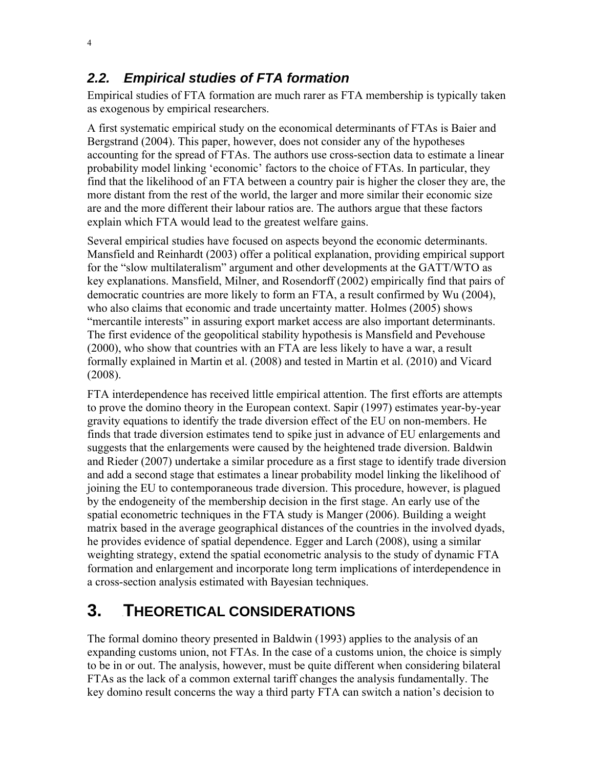## 2.2. Empirical studies of FTA formation

Empirical studies of FTA formation are much rarer as FTA membership is typically taken as exogenous by empirical researchers.

A first systematic empirical study on the economical determinants of FTAs is Baier and Bergstrand (2004). This paper, however, does not consider any of the hypotheses accounting for the spread of FTAs. The authors use cross-section data to estimate a linear probability model linking 'economic' factors to the choice of FTAs. In particular, they find that the likelihood of an FTA between a country pair is higher the closer they are, the more distant from the rest of the world, the larger and more similar their economic size are and the more different their labour ratios are. The authors argue that these factors explain which FTA would lead to the greatest welfare gains.

Several empirical studies have focused on aspects beyond the economic determinants. Mansfield and Reinhardt (2003) offer a political explanation, providing empirical support for the "slow multilateralism" argument and other developments at the GATT/WTO as key explanations. Mansfield, Milner, and Rosendorff (2002) empirically find that pairs of democratic countries are more likely to form an FTA, a result confirmed by Wu (2004), who also claims that economic and trade uncertainty matter. Holmes (2005) shows "mercantile interests" in assuring export market access are also important determinants. The first evidence of the geopolitical stability hypothesis is Mansfield and Pevehouse (2000), who show that countries with an FTA are less likely to have a war, a result formally explained in Martin et al. (2008) and tested in Martin et al. (2010) and Vicard (2008).

FTA interdependence has received little empirical attention. The first efforts are attempts to prove the domino theory in the European context. Sapir (1997) estimates year-by-year gravity equations to identify the trade diversion effect of the EU on non-members. He finds that trade diversion estimates tend to spike just in advance of EU enlargements and suggests that the enlargements were caused by the heightened trade diversion. Baldwin and Rieder (2007) undertake a similar procedure as a first stage to identify trade diversion and add a second stage that estimates a linear probability model linking the likelihood of joining the EU to contemporaneous trade diversion. This procedure, however, is plagued by the endogeneity of the membership decision in the first stage. An early use of the spatial econometric techniques in the FTA study is Manger (2006). Building a weight matrix based in the average geographical distances of the countries in the involved dyads, he provides evidence of spatial dependence. Egger and Larch (2008), using a similar weighting strategy, extend the spatial econometric analysis to the study of dynamic FTA formation and enlargement and incorporate long term implications of interdependence in a cross-section analysis estimated with Bayesian techniques.

# 3. THEORETICAL CONSIDERATIONS

The formal domino theory presented in Baldwin (1993) applies to the analysis of an expanding customs union, not FTAs. In the case of a customs union, the choice is simply to be in or out. The analysis, however, must be quite different when considering bilateral FTAs as the lack of a common external tariff changes the analysis fundamentally. The key domino result concerns the way a third party FTA can switch a nation's decision to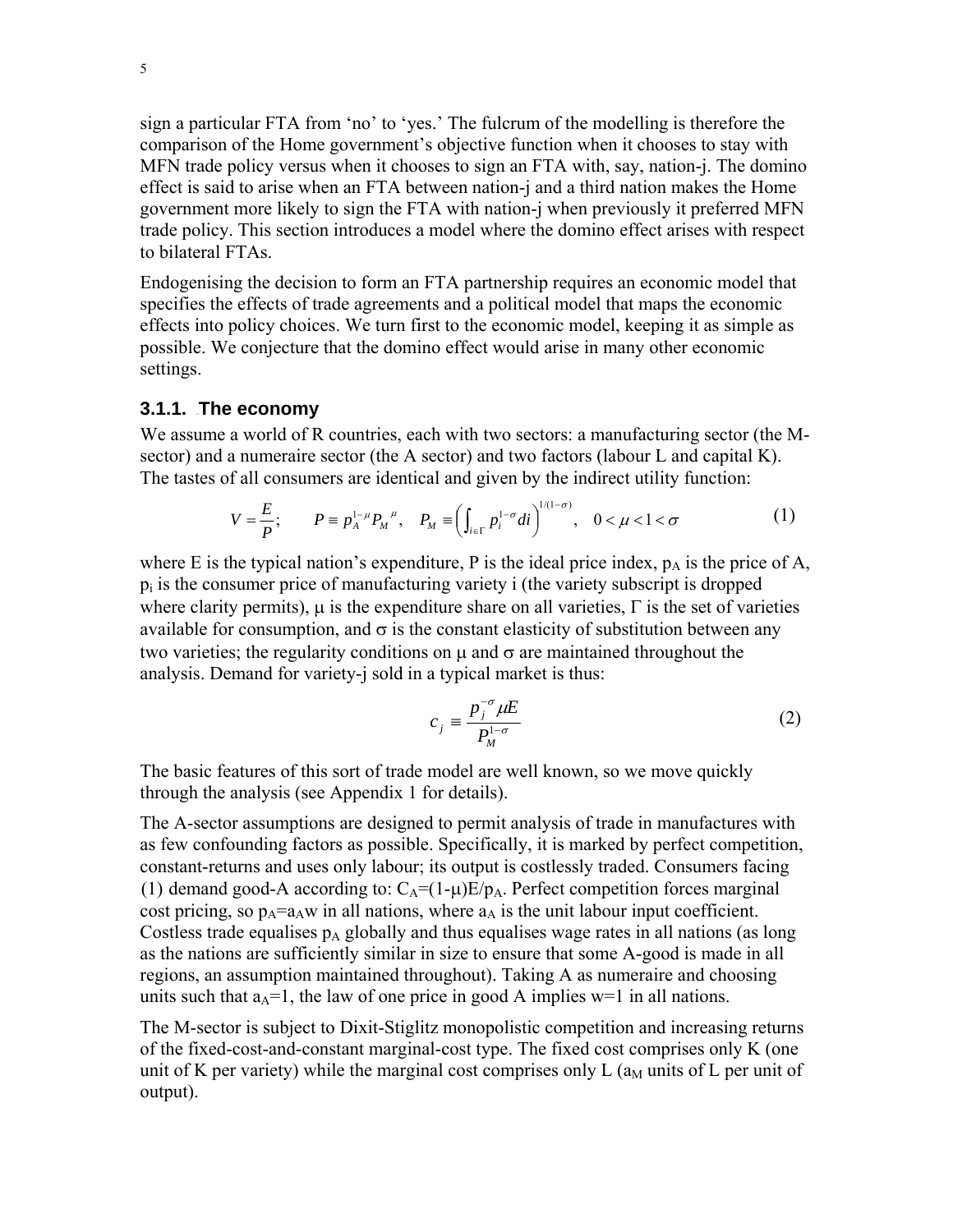sign a particular FTA from 'no' to 'yes.' The fulcrum of the modelling is therefore the comparison of the Home government's objective function when it chooses to stay with MFN trade policy versus when it chooses to sign an FTA with, say, nation-j. The domino effect is said to arise when an FTA between nation-j and a third nation makes the Home government more likely to sign the FTA with nation-j when previously it preferred MFN trade policy. This section introduces a model where the domino effect arises with respect to bilateral FTAs.

Endogenising the decision to form an FTA partnership requires an economic model that specifies the effects of trade agreements and a political model that maps the economic effects into policy choices. We turn first to the economic model, keeping it as simple as possible. We conjecture that the domino effect would arise in many other economic settings.

### 3.1.1. The economy

We assume a world of R countries, each with two sectors: a manufacturing sector (the M-sector) and a numeraire sector (the A sector) and two factors (labour L and capital K). The tastes of all consumers are identical and given by the indirect utility function:

$$V = \frac{E}{P}; \qquad P \equiv p_A^{1-\mu} P_M{}^{\mu}, \quad P_M \equiv \left( \int_{i \in \Gamma} p_i^{1-\sigma} di \right)^{1/(1-\sigma)}, \quad 0 < \mu < 1 < \sigma \tag{1}$$

where E is the typical nation's expenditure, P is the ideal price index, $p_A$ is the price of A, $p_i$ is the consumer price of manufacturing variety i (the variety subscript is dropped where clarity permits), μ is the expenditure share on all varieties, Γ is the set of varieties available for consumption, and σ is the constant elasticity of substitution between any two varieties; the regularity conditions on μ and σ are maintained throughout the analysis. Demand for variety-j sold in a typical market is thus:

$$c_j \equiv \frac{p_j^{-\sigma} \mu E}{P_M^{1-\sigma}} \tag{2}$$

The basic features of this sort of trade model are well known, so we move quickly through the analysis (see Appendix 1 for details).

The A-sector assumptions are designed to permit analysis of trade in manufactures with as few confounding factors as possible. Specifically, it is marked by perfect competition, constant-returns and uses only labour; its output is costlessly traded. Consumers facing (1) demand good-A according to: $C_A=(1-\mu)E/p_A$. Perfect competition forces marginal cost pricing, so $p_A=a_A w$ in all nations, where $a_A$ is the unit labour input coefficient. Costless trade equalises $p_A$ globally and thus equalises wage rates in all nations (as long as the nations are sufficiently similar in size to ensure that some A-good is made in all regions, an assumption maintained throughout). Taking A as numeraire and choosing units such that $a_A=1$, the law of one price in good A implies w=1 in all nations.

The M-sector is subject to Dixit-Stiglitz monopolistic competition and increasing returns of the fixed-cost-and-constant marginal-cost type. The fixed cost comprises only K (one unit of K per variety) while the marginal cost comprises only L ($a_M$ units of L per unit of output).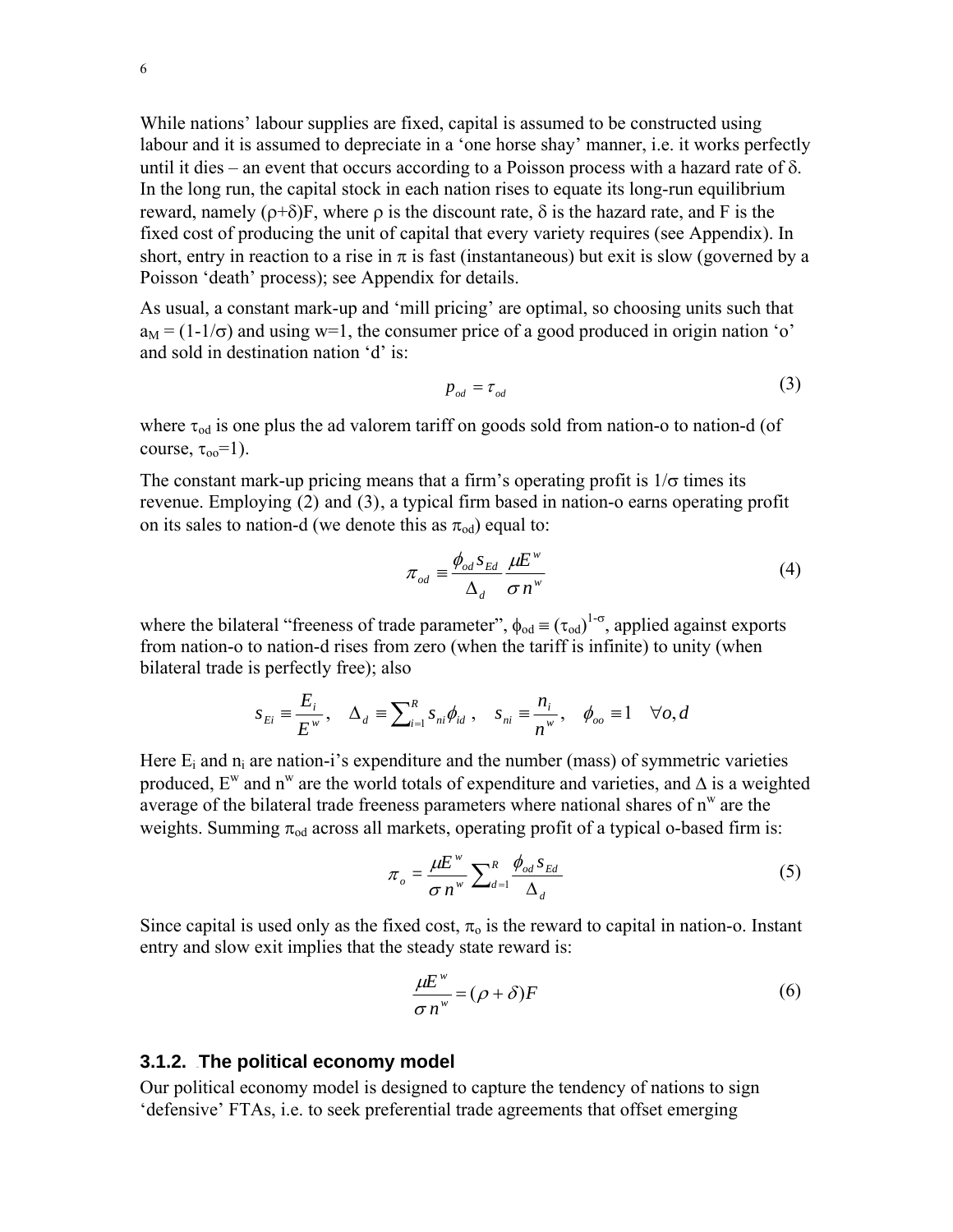While nations' labour supplies are fixed, capital is assumed to be constructed using labour and it is assumed to depreciate in a 'one horse shay' manner, i.e. it works perfectly until it dies – an event that occurs according to a Poisson process with a hazard rate of $\delta$. In the long run, the capital stock in each nation rises to equate its long-run equilibrium reward, namely $(\rho+\delta)F$, where $\rho$ is the discount rate, $\delta$ is the hazard rate, and F is the fixed cost of producing the unit of capital that every variety requires (see Appendix). In short, entry in reaction to a rise in $\pi$ is fast (instantaneous) but exit is slow (governed by a Poisson 'death' process); see Appendix for details.

As usual, a constant mark-up and 'mill pricing' are optimal, so choosing units such that $a_M = (1-1/\sigma)$ and using w=1, the consumer price of a good produced in origin nation 'o' and sold in destination nation 'd' is:

$$p_{od} = \tau_{od} \tag{3}$$

where $\tau_{od}$ is one plus the ad valorem tariff on goods sold from nation-o to nation-d (of course, $\tau_{oo}=1$).

The constant mark-up pricing means that a firm's operating profit is $1/\sigma$ times its revenue. Employing (2) and (3), a typical firm based in nation-o earns operating profit on its sales to nation-d (we denote this as $\pi_{od}$) equal to:

$$\pi_{od} \equiv \frac{\phi_{od} s_{Ed}}{\Delta_d} \frac{\mu E^w}{\sigma n^w} \tag{4}$$

where the bilateral "freeness of trade parameter", $\phi_{od} \equiv (\tau_{od})^{1-\sigma}$, applied against exports from nation-o to nation-d rises from zero (when the tariff is infinite) to unity (when bilateral trade is perfectly free); also

$$s_{Ei} \equiv \frac{E_i}{E^w}, \quad \Delta_d \equiv \sum_{i=1}^{R} s_{ni}\phi_{id}, \quad s_{ni} \equiv \frac{n_i}{n^w}, \quad \phi_{oo} \equiv 1 \quad \forall o,d$$

Here $E_i$ and $n_i$ are nation-i's expenditure and the number (mass) of symmetric varieties produced, $E^w$ and $n^w$ are the world totals of expenditure and varieties, and $\Delta$ is a weighted average of the bilateral trade freeness parameters where national shares of $n^w$ are the weights. Summing $\pi_{od}$ across all markets, operating profit of a typical o-based firm is:

$$\pi_o = \frac{\mu E^w}{\sigma n^w} \sum_{d=1}^{R} \frac{\phi_{od} s_{Ed}}{\Delta_d} \tag{5}$$

Since capital is used only as the fixed cost, $\pi_o$ is the reward to capital in nation-o. Instant entry and slow exit implies that the steady state reward is:

$$\frac{\mu E^w}{\sigma n^w} = (\rho+\delta)F \tag{6}$$

### 3.1.2. The political economy model

Our political economy model is designed to capture the tendency of nations to sign 'defensive' FTAs, i.e. to seek preferential trade agreements that offset emerging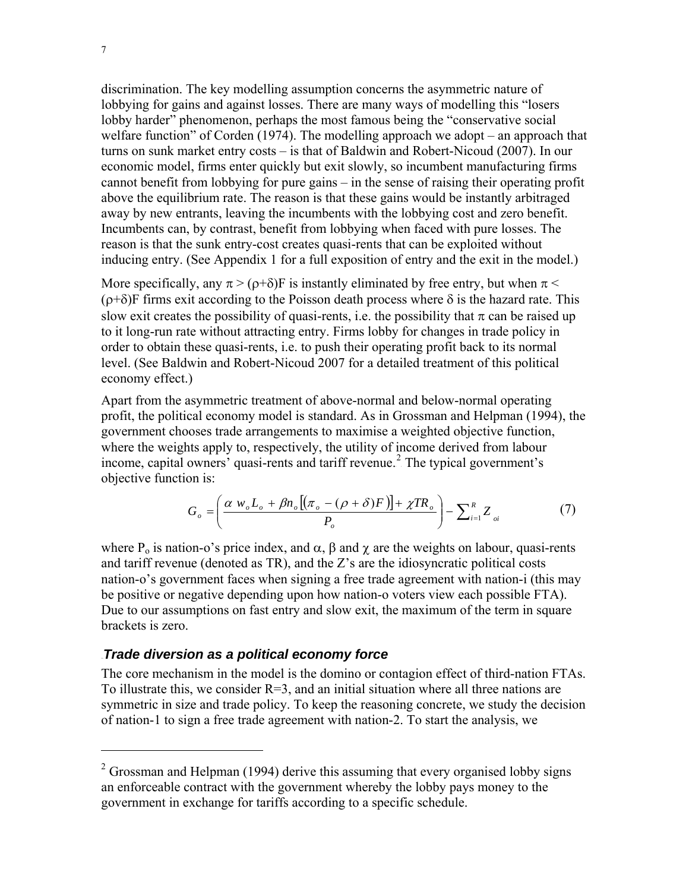discrimination. The key modelling assumption concerns the asymmetric nature of lobbying for gains and against losses. There are many ways of modelling this "losers lobby harder" phenomenon, perhaps the most famous being the "conservative social welfare function" of Corden (1974). The modelling approach we adopt – an approach that turns on sunk market entry costs – is that of Baldwin and Robert-Nicoud (2007). In our economic model, firms enter quickly but exit slowly, so incumbent manufacturing firms cannot benefit from lobbying for pure gains – in the sense of raising their operating profit above the equilibrium rate. The reason is that these gains would be instantly arbitraged away by new entrants, leaving the incumbents with the lobbying cost and zero benefit. Incumbents can, by contrast, benefit from lobbying when faced with pure losses. The reason is that the sunk entry-cost creates quasi-rents that can be exploited without inducing entry. (See Appendix 1 for a full exposition of entry and the exit in the model.)

More specifically, any $\pi > (\rho+\delta)F$ is instantly eliminated by free entry, but when $\pi < (\rho+\delta)F$ firms exit according to the Poisson death process where $\delta$ is the hazard rate. This slow exit creates the possibility of quasi-rents, i.e. the possibility that $\pi$ can be raised up to it long-run rate without attracting entry. Firms lobby for changes in trade policy in order to obtain these quasi-rents, i.e. to push their operating profit back to its normal level. (See Baldwin and Robert-Nicoud 2007 for a detailed treatment of this political economy effect.)

Apart from the asymmetric treatment of above-normal and below-normal operating profit, the political economy model is standard. As in Grossman and Helpman (1994), the government chooses trade arrangements to maximise a weighted objective function, where the weights apply to, respectively, the utility of income derived from labour income, capital owners' quasi-rents and tariff revenue.[2] The typical government's objective function is:

$$G_o = \left( \frac{\alpha \; w_o L_o + \beta n_o \left[ (\pi_o - (\rho + \delta)F) \right] + \chi TR_o}{P_o} \right) - \sum_{i=1}^{R} Z_{oi} \tag{7}$$

where $P_o$ is nation-o's price index, and $\alpha$, $\beta$ and $\chi$ are the weights on labour, quasi-rents and tariff revenue (denoted as TR), and the Z's are the idiosyncratic political costs nation-o's government faces when signing a free trade agreement with nation-i (this may be positive or negative depending upon how nation-o voters view each possible FTA). Due to our assumptions on fast entry and slow exit, the maximum of the term in square brackets is zero.

### *Trade diversion as a political economy force*

The core mechanism in the model is the domino or contagion effect of third-nation FTAs. To illustrate this, we consider R=3, and an initial situation where all three nations are symmetric in size and trade policy. To keep the reasoning concrete, we study the decision of nation-1 to sign a free trade agreement with nation-2. To start the analysis, we

---

[2] Grossman and Helpman (1994) derive this assuming that every organised lobby signs an enforceable contract with the government whereby the lobby pays money to the government in exchange for tariffs according to a specific schedule.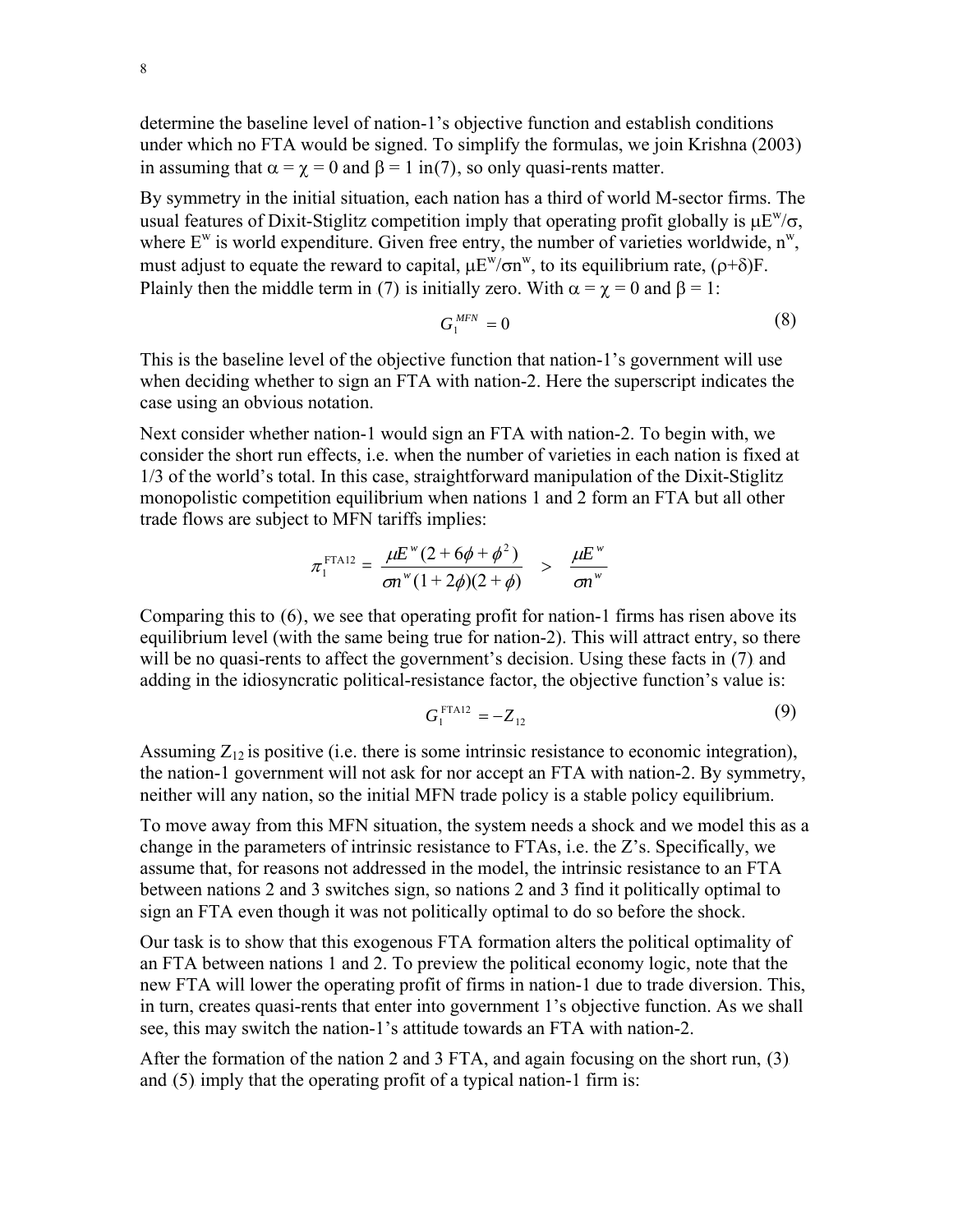determine the baseline level of nation-1's objective function and establish conditions under which no FTA would be signed. To simplify the formulas, we join Krishna (2003) in assuming that $\alpha = \chi = 0$ and $\beta = 1$ in(7), so only quasi-rents matter.

By symmetry in the initial situation, each nation has a third of world M-sector firms. The usual features of Dixit-Stiglitz competition imply that operating profit globally is $\mu E^w/\sigma$, where $E^w$ is world expenditure. Given free entry, the number of varieties worldwide, $n^w$, must adjust to equate the reward to capital, $\mu E^w/\sigma n^w$, to its equilibrium rate, $(\rho+\delta)F$. Plainly then the middle term in (7) is initially zero. With $\alpha = \chi = 0$ and $\beta = 1$:

$$G_1^{MFN} = 0 \tag{8}$$

This is the baseline level of the objective function that nation-1's government will use when deciding whether to sign an FTA with nation-2. Here the superscript indicates the case using an obvious notation.

Next consider whether nation-1 would sign an FTA with nation-2. To begin with, we consider the short run effects, i.e. when the number of varieties in each nation is fixed at 1/3 of the world's total. In this case, straightforward manipulation of the Dixit-Stiglitz monopolistic competition equilibrium when nations 1 and 2 form an FTA but all other trade flows are subject to MFN tariffs implies:

$$\pi_1^{\text{FTA12}} = \frac{\mu E^w (2 + 6\phi + \phi^2)}{\sigma n^w (1 + 2\phi)(2 + \phi)} > \frac{\mu E^w}{\sigma n^w}$$

Comparing this to (6), we see that operating profit for nation-1 firms has risen above its equilibrium level (with the same being true for nation-2). This will attract entry, so there will be no quasi-rents to affect the government's decision. Using these facts in (7) and adding in the idiosyncratic political-resistance factor, the objective function's value is:

$$G_1^{\text{FTA12}} = -Z_{12} \tag{9}$$

Assuming $Z_{12}$ is positive (i.e. there is some intrinsic resistance to economic integration), the nation-1 government will not ask for nor accept an FTA with nation-2. By symmetry, neither will any nation, so the initial MFN trade policy is a stable policy equilibrium.

To move away from this MFN situation, the system needs a shock and we model this as a change in the parameters of intrinsic resistance to FTAs, i.e. the Z's. Specifically, we assume that, for reasons not addressed in the model, the intrinsic resistance to an FTA between nations 2 and 3 switches sign, so nations 2 and 3 find it politically optimal to sign an FTA even though it was not politically optimal to do so before the shock.

Our task is to show that this exogenous FTA formation alters the political optimality of an FTA between nations 1 and 2. To preview the political economy logic, note that the new FTA will lower the operating profit of firms in nation-1 due to trade diversion. This, in turn, creates quasi-rents that enter into government 1's objective function. As we shall see, this may switch the nation-1's attitude towards an FTA with nation-2.

After the formation of the nation 2 and 3 FTA, and again focusing on the short run, (3) and (5) imply that the operating profit of a typical nation-1 firm is: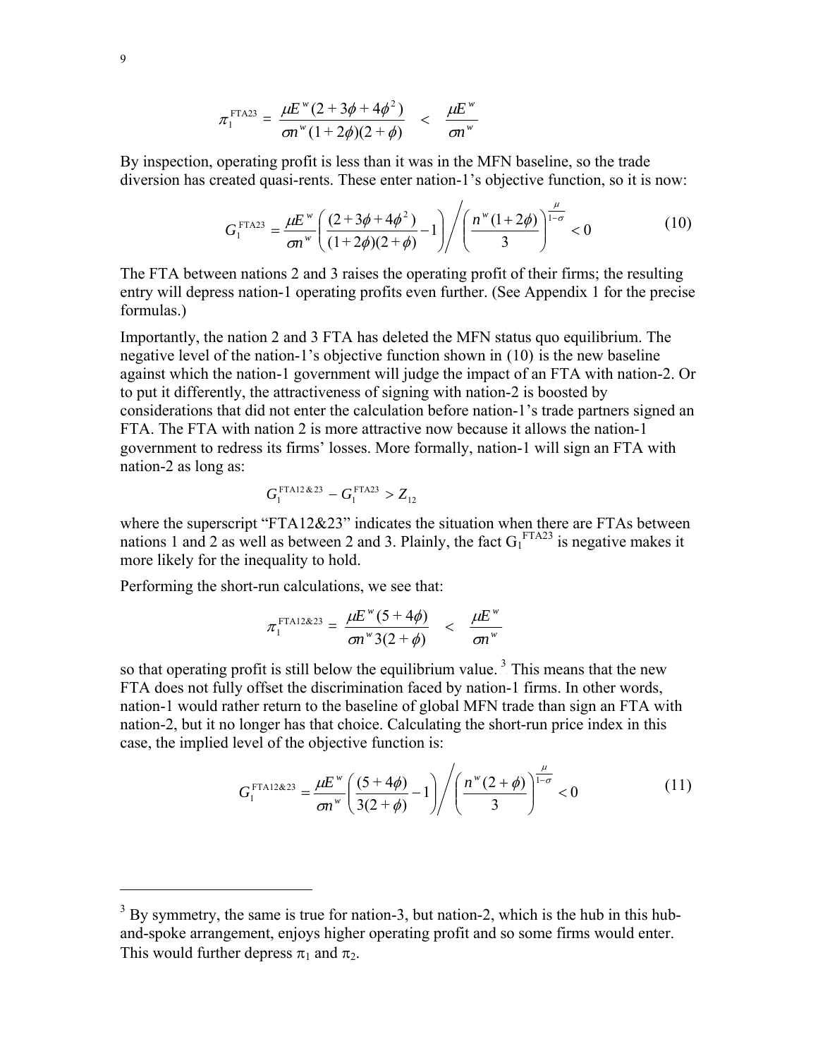$$\pi_1^{\text{FTA23}} = \frac{\mu E^w(2+3\phi+4\phi^2)}{\sigma n^w(1+2\phi)(2+\phi)} < \frac{\mu E^w}{\sigma n^w}$$

By inspection, operating profit is less than it was in the MFN baseline, so the trade diversion has created quasi-rents. These enter nation-1's objective function, so it is now:

$$G_1^{\text{FTA23}} = \frac{\mu E^w}{\sigma n^w}\left(\frac{(2+3\phi+4\phi^2)}{(1+2\phi)(2+\phi)} - 1\right) \Bigg/ \left(\frac{n^w(1+2\phi)}{3}\right)^{\frac{\mu}{1-\sigma}} < 0 \tag{10}$$

The FTA between nations 2 and 3 raises the operating profit of their firms; the resulting entry will depress nation-1 operating profits even further. (See Appendix 1 for the precise formulas.)

Importantly, the nation 2 and 3 FTA has deleted the MFN status quo equilibrium. The negative level of the nation-1's objective function shown in (10) is the new baseline against which the nation-1 government will judge the impact of an FTA with nation-2. Or to put it differently, the attractiveness of signing with nation-2 is boosted by considerations that did not enter the calculation before nation-1's trade partners signed an FTA. The FTA with nation 2 is more attractive now because it allows the nation-1 government to redress its firms' losses. More formally, nation-1 will sign an FTA with nation-2 as long as:

$$G_1^{\text{FTA12\&23}} - G_1^{\text{FTA23}} > Z_{12}$$

where the superscript "FTA12&23" indicates the situation when there are FTAs between nations 1 and 2 as well as between 2 and 3. Plainly, the fact $G_1^{\text{FTA23}}$ is negative makes it more likely for the inequality to hold.

Performing the short-run calculations, we see that:

$$\pi_1^{\text{FTA12\&23}} = \frac{\mu E^w(5+4\phi)}{\sigma n^w 3(2+\phi)} < \frac{\mu E^w}{\sigma n^w}$$

so that operating profit is still below the equilibrium value.[3] This means that the new FTA does not fully offset the discrimination faced by nation-1 firms. In other words, nation-1 would rather return to the baseline of global MFN trade than sign an FTA with nation-2, but it no longer has that choice. Calculating the short-run price index in this case, the implied level of the objective function is:

$$G_1^{\text{FTA12\&23}} = \frac{\mu E^w}{\sigma n^w}\left(\frac{(5+4\phi)}{3(2+\phi)} - 1\right) \Bigg/ \left(\frac{n^w(2+\phi)}{3}\right)^{\frac{\mu}{1-\sigma}} < 0 \tag{11}$$

---

[3] By symmetry, the same is true for nation-3, but nation-2, which is the hub in this hub-and-spoke arrangement, enjoys higher operating profit and so some firms would enter. This would further depress $\pi_1$ and $\pi_2$.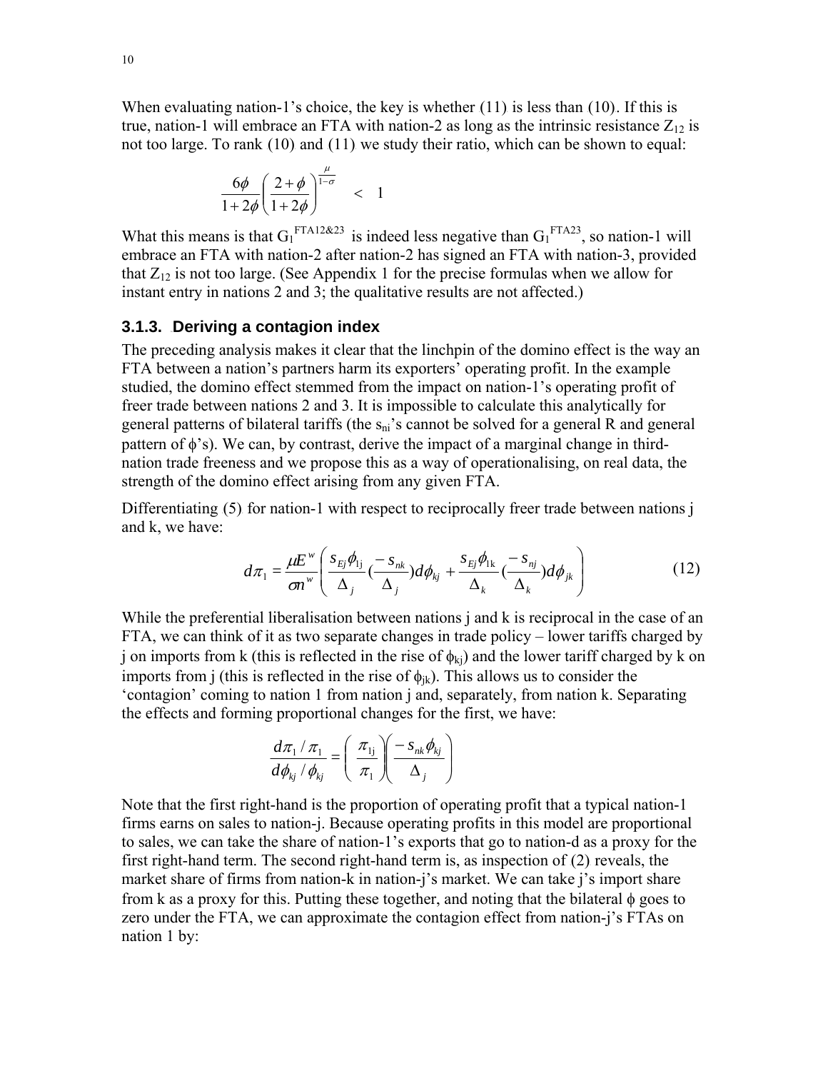When evaluating nation-1's choice, the key is whether (11) is less than (10). If this is true, nation-1 will embrace an FTA with nation-2 as long as the intrinsic resistance $Z_{12}$ is not too large. To rank (10) and (11) we study their ratio, which can be shown to equal:

$$\frac{6\phi}{1+2\phi}\left(\frac{2+\phi}{1+2\phi}\right)^{\frac{\mu}{1-\sigma}} \quad < \quad 1$$

What this means is that $G_1^{FTA12\&23}$ is indeed less negative than $G_1^{FTA23}$, so nation-1 will embrace an FTA with nation-2 after nation-2 has signed an FTA with nation-3, provided that $Z_{12}$ is not too large. (See Appendix 1 for the precise formulas when we allow for instant entry in nations 2 and 3; the qualitative results are not affected.)

### 3.1.3. Deriving a contagion index

The preceding analysis makes it clear that the linchpin of the domino effect is the way an FTA between a nation's partners harm its exporters' operating profit. In the example studied, the domino effect stemmed from the impact on nation-1's operating profit of freer trade between nations 2 and 3. It is impossible to calculate this analytically for general patterns of bilateral tariffs (the $s_{ni}$'s cannot be solved for a general R and general pattern of $\phi$'s). We can, by contrast, derive the impact of a marginal change in third-nation trade freeness and we propose this as a way of operationalising, on real data, the strength of the domino effect arising from any given FTA.

Differentiating (5) for nation-1 with respect to reciprocally freer trade between nations j and k, we have:

$$d\pi_1 = \frac{\mu E^w}{\sigma n^w}\left(\frac{s_{Ej}\phi_{1j}}{\Delta_j}\left(\frac{-s_{nk}}{\Delta_j}\right)d\phi_{kj} + \frac{s_{Ek}\phi_{1k}}{\Delta_k}\left(\frac{-s_{nj}}{\Delta_k}\right)d\phi_{jk}\right) \tag{12}$$

While the preferential liberalisation between nations j and k is reciprocal in the case of an FTA, we can think of it as two separate changes in trade policy – lower tariffs charged by j on imports from k (this is reflected in the rise of $\phi_{kj}$) and the lower tariff charged by k on imports from j (this is reflected in the rise of $\phi_{jk}$). This allows us to consider the 'contagion' coming to nation 1 from nation j and, separately, from nation k. Separating the effects and forming proportional changes for the first, we have:

$$\frac{d\pi_1/\pi_1}{d\phi_{kj}/\phi_{kj}} = \left(\frac{\pi_{1j}}{\pi_1}\right)\left(\frac{-s_{nk}\phi_{kj}}{\Delta_j}\right)$$

Note that the first right-hand is the proportion of operating profit that a typical nation-1 firms earns on sales to nation-j. Because operating profits in this model are proportional to sales, we can take the share of nation-1's exports that go to nation-d as a proxy for the first right-hand term. The second right-hand term is, as inspection of (2) reveals, the market share of firms from nation-k in nation-j's market. We can take j's import share from k as a proxy for this. Putting these together, and noting that the bilateral $\phi$ goes to zero under the FTA, we can approximate the contagion effect from nation-j's FTAs on nation 1 by: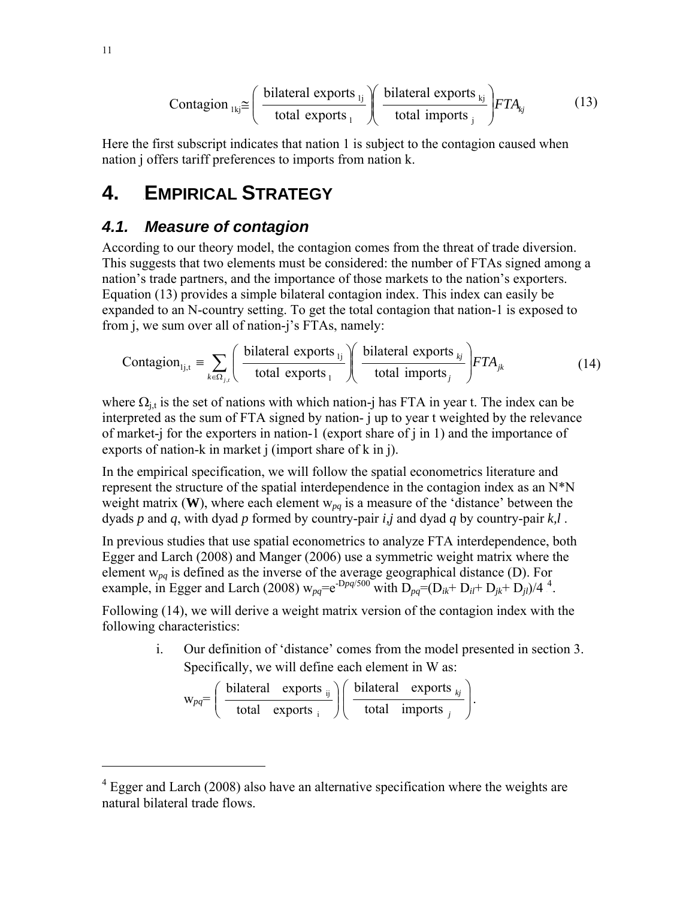$$\text{Contagion}_{1kj} \cong \left( \frac{\text{bilateral exports}_{1j}}{\text{total exports}_{1}} \right) \left( \frac{\text{bilateral exports}_{kj}}{\text{total imports}_{j}} \right) FTA_{kj} \tag{13}$$

Here the first subscript indicates that nation 1 is subject to the contagion caused when nation j offers tariff preferences to imports from nation k.

# 4. EMPIRICAL STRATEGY

## 4.1. Measure of contagion

According to our theory model, the contagion comes from the threat of trade diversion. This suggests that two elements must be considered: the number of FTAs signed among a nation's trade partners, and the importance of those markets to the nation's exporters. Equation (13) provides a simple bilateral contagion index. This index can easily be expanded to an N-country setting. To get the total contagion that nation-1 is exposed to from j, we sum over all of nation-j's FTAs, namely:

$$\text{Contagion}_{1j,t} \equiv \sum_{k \in \Omega_{j,t}} \left( \frac{\text{bilateral exports}_{1j}}{\text{total exports}_{1}} \right) \left( \frac{\text{bilateral exports}_{kj}}{\text{total imports}_{j}} \right) FTA_{jk} \tag{14}$$

where $\Omega_{j,t}$ is the set of nations with which nation-j has FTA in year t. The index can be interpreted as the sum of FTA signed by nation- j up to year t weighted by the relevance of market-j for the exporters in nation-1 (export share of j in 1) and the importance of exports of nation-k in market j (import share of k in j).

In the empirical specification, we will follow the spatial econometrics literature and represent the structure of the spatial interdependence in the contagion index as an N*N weight matrix (**W**), where each element $w_{pq}$ is a measure of the 'distance' between the dyads *p* and *q*, with dyad *p* formed by country-pair *i,j* and dyad *q* by country-pair *k,l* .

In previous studies that use spatial econometrics to analyze FTA interdependence, both Egger and Larch (2008) and Manger (2006) use a symmetric weight matrix where the element $w_{pq}$ is defined as the inverse of the average geographical distance (D). For example, in Egger and Larch (2008) $w_{pq}=e^{-D_{pq}/500}$ with $D_{pq}=(D_{ik}+D_{il}+D_{jk}+D_{jl})/4$ [4].

Following (14), we will derive a weight matrix version of the contagion index with the following characteristics:

i. Our definition of 'distance' comes from the model presented in section 3. Specifically, we will define each element in W as:

$$w_{pq} = \left( \frac{\text{bilateral exports}_{ij}}{\text{total exports}_{i}} \right) \left( \frac{\text{bilateral exports}_{kj}}{\text{total imports}_{j}} \right).$$

[4] Egger and Larch (2008) also have an alternative specification where the weights are natural bilateral trade flows.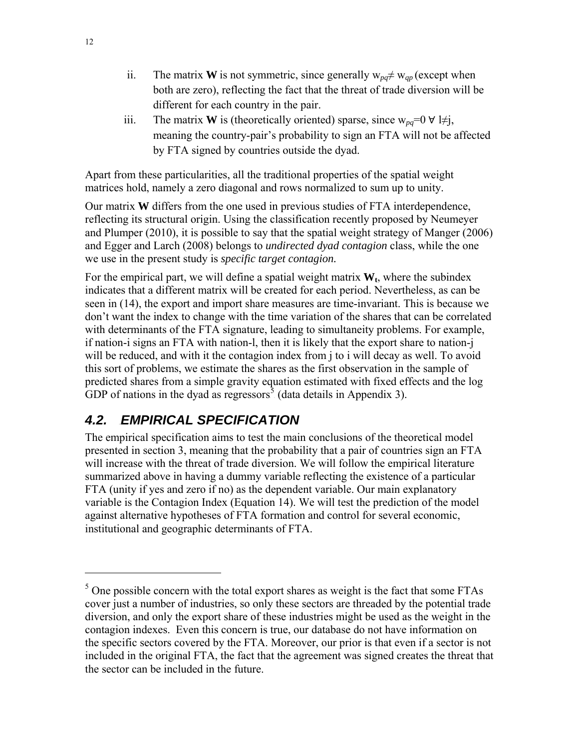ii. The matrix **W** is not symmetric, since generally $w_{pq} \neq w_{qp}$ (except when both are zero), reflecting the fact that the threat of trade diversion will be different for each country in the pair.

iii. The matrix **W** is (theoretically oriented) sparse, since $w_{pq}=0 \ \forall \ l \neq j$, meaning the country-pair's probability to sign an FTA will not be affected by FTA signed by countries outside the dyad.

Apart from these particularities, all the traditional properties of the spatial weight matrices hold, namely a zero diagonal and rows normalized to sum up to unity.

Our matrix **W** differs from the one used in previous studies of FTA interdependence, reflecting its structural origin. Using the classification recently proposed by Neumeyer and Plumper (2010), it is possible to say that the spatial weight strategy of Manger (2006) and Egger and Larch (2008) belongs to *undirected dyad contagion* class, while the one we use in the present study is *specific target contagion.*

For the empirical part, we will define a spatial weight matrix $\mathbf{W_t}$, where the subindex indicates that a different matrix will be created for each period. Nevertheless, as can be seen in (14), the export and import share measures are time-invariant. This is because we don't want the index to change with the time variation of the shares that can be correlated with determinants of the FTA signature, leading to simultaneity problems. For example, if nation-i signs an FTA with nation-l, then it is likely that the export share to nation-j will be reduced, and with it the contagion index from j to i will decay as well. To avoid this sort of problems, we estimate the shares as the first observation in the sample of predicted shares from a simple gravity equation estimated with fixed effects and the log GDP of nations in the dyad as regressors[5] (data details in Appendix 3).

## 4.2. EMPIRICAL SPECIFICATION

The empirical specification aims to test the main conclusions of the theoretical model presented in section 3, meaning that the probability that a pair of countries sign an FTA will increase with the threat of trade diversion. We will follow the empirical literature summarized above in having a dummy variable reflecting the existence of a particular FTA (unity if yes and zero if no) as the dependent variable. Our main explanatory variable is the Contagion Index (Equation 14). We will test the prediction of the model against alternative hypotheses of FTA formation and control for several economic, institutional and geographic determinants of FTA.

---

[5] One possible concern with the total export shares as weight is the fact that some FTAs cover just a number of industries, so only these sectors are threaded by the potential trade diversion, and only the export share of these industries might be used as the weight in the contagion indexes. Even this concern is true, our database do not have information on the specific sectors covered by the FTA. Moreover, our prior is that even if a sector is not included in the original FTA, the fact that the agreement was signed creates the threat that the sector can be included in the future.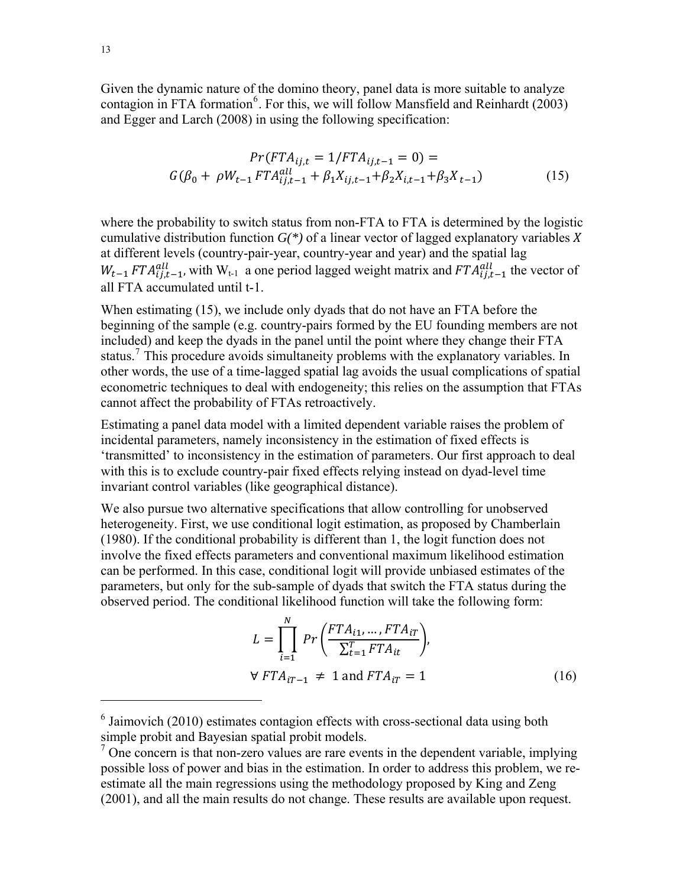Given the dynamic nature of the domino theory, panel data is more suitable to analyze contagion in FTA formation[6]. For this, we will follow Mansfield and Reinhardt (2003) and Egger and Larch (2008) in using the following specification:

$$
\begin{gathered}
Pr(FTA_{ij,t} = 1/FTA_{ij,t-1} = 0) = \\
G(\beta_0 + \rho W_{t-1} FTA^{all}_{ij,t-1} + \beta_1 X_{ij,t-1} + \beta_2 X_{i,t-1} + \beta_3 X_{t-1})
\end{gathered} \tag{15}
$$

where the probability to switch status from non-FTA to FTA is determined by the logistic cumulative distribution function *G(\*)* of a linear vector of lagged explanatory variables $X$ at different levels (country-pair-year, country-year and year) and the spatial lag $W_{t-1} FTA^{all}_{ij,t-1}$, with $W_{t-1}$ a one period lagged weight matrix and $FTA^{all}_{ij,t-1}$ the vector of all FTA accumulated until t-1.

When estimating (15), we include only dyads that do not have an FTA before the beginning of the sample (e.g. country-pairs formed by the EU founding members are not included) and keep the dyads in the panel until the point where they change their FTA status.[7] This procedure avoids simultaneity problems with the explanatory variables. In other words, the use of a time-lagged spatial lag avoids the usual complications of spatial econometric techniques to deal with endogeneity; this relies on the assumption that FTAs cannot affect the probability of FTAs retroactively.

Estimating a panel data model with a limited dependent variable raises the problem of incidental parameters, namely inconsistency in the estimation of fixed effects is 'transmitted' to inconsistency in the estimation of parameters. Our first approach to deal with this is to exclude country-pair fixed effects relying instead on dyad-level time invariant control variables (like geographical distance).

We also pursue two alternative specifications that allow controlling for unobserved heterogeneity. First, we use conditional logit estimation, as proposed by Chamberlain (1980). If the conditional probability is different than 1, the logit function does not involve the fixed effects parameters and conventional maximum likelihood estimation can be performed. In this case, conditional logit will provide unbiased estimates of the parameters, but only for the sub-sample of dyads that switch the FTA status during the observed period. The conditional likelihood function will take the following form:

$$
\begin{gathered}
L = \prod_{i=1}^{N} Pr\left(\frac{FTA_{i1}, \ldots, FTA_{iT}}{\sum_{t=1}^{T} FTA_{it}}\right), \\
\forall\ FTA_{iT-1} \neq 1 \text{ and } FTA_{iT} = 1
\end{gathered} \tag{16}
$$

---

[6] Jaimovich (2010) estimates contagion effects with cross-sectional data using both simple probit and Bayesian spatial probit models.

[7] One concern is that non-zero values are rare events in the dependent variable, implying possible loss of power and bias in the estimation. In order to address this problem, we re-estimate all the main regressions using the methodology proposed by King and Zeng (2001), and all the main results do not change. These results are available upon request.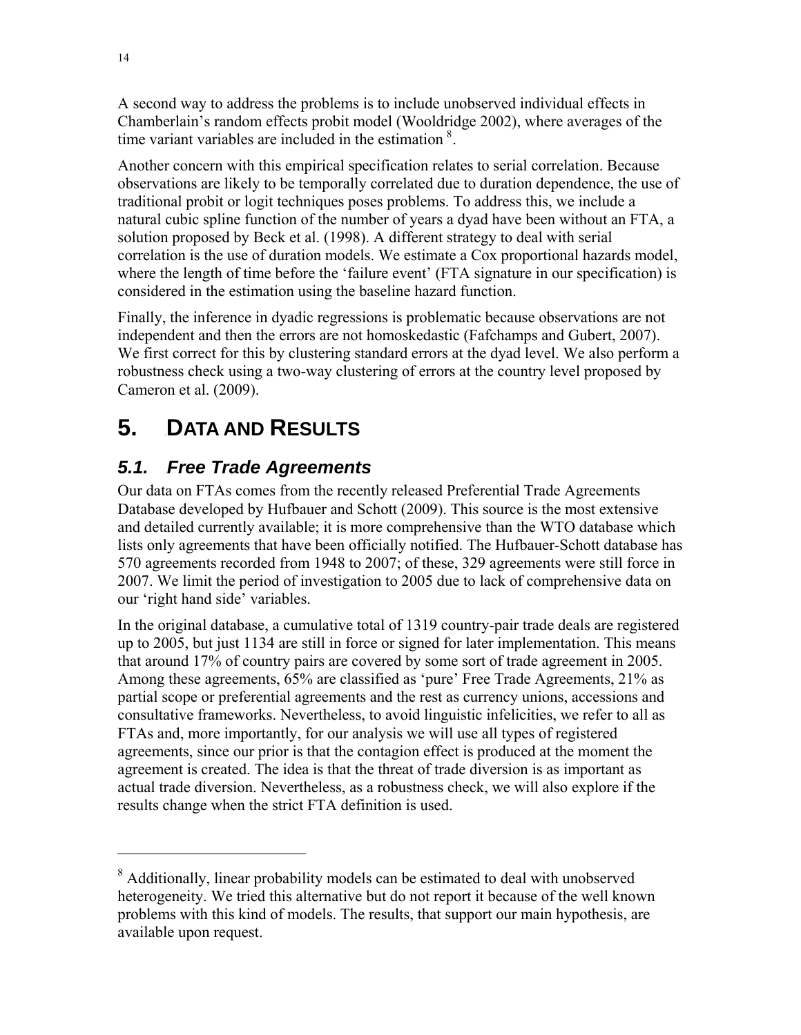A second way to address the problems is to include unobserved individual effects in Chamberlain's random effects probit model (Wooldridge 2002), where averages of the time variant variables are included in the estimation [8].

Another concern with this empirical specification relates to serial correlation. Because observations are likely to be temporally correlated due to duration dependence, the use of traditional probit or logit techniques poses problems. To address this, we include a natural cubic spline function of the number of years a dyad have been without an FTA, a solution proposed by Beck et al. (1998). A different strategy to deal with serial correlation is the use of duration models. We estimate a Cox proportional hazards model, where the length of time before the 'failure event' (FTA signature in our specification) is considered in the estimation using the baseline hazard function.

Finally, the inference in dyadic regressions is problematic because observations are not independent and then the errors are not homoskedastic (Fafchamps and Gubert, 2007). We first correct for this by clustering standard errors at the dyad level. We also perform a robustness check using a two-way clustering of errors at the country level proposed by Cameron et al. (2009).

# 5. DATA AND RESULTS

## *5.1. Free Trade Agreements*

Our data on FTAs comes from the recently released Preferential Trade Agreements Database developed by Hufbauer and Schott (2009). This source is the most extensive and detailed currently available; it is more comprehensive than the WTO database which lists only agreements that have been officially notified. The Hufbauer-Schott database has 570 agreements recorded from 1948 to 2007; of these, 329 agreements were still force in 2007. We limit the period of investigation to 2005 due to lack of comprehensive data on our 'right hand side' variables.

In the original database, a cumulative total of 1319 country-pair trade deals are registered up to 2005, but just 1134 are still in force or signed for later implementation. This means that around 17% of country pairs are covered by some sort of trade agreement in 2005. Among these agreements, 65% are classified as 'pure' Free Trade Agreements, 21% as partial scope or preferential agreements and the rest as currency unions, accessions and consultative frameworks. Nevertheless, to avoid linguistic infelicities, we refer to all as FTAs and, more importantly, for our analysis we will use all types of registered agreements, since our prior is that the contagion effect is produced at the moment the agreement is created. The idea is that the threat of trade diversion is as important as actual trade diversion. Nevertheless, as a robustness check, we will also explore if the results change when the strict FTA definition is used.

---

[8] Additionally, linear probability models can be estimated to deal with unobserved heterogeneity. We tried this alternative but do not report it because of the well known problems with this kind of models. The results, that support our main hypothesis, are available upon request.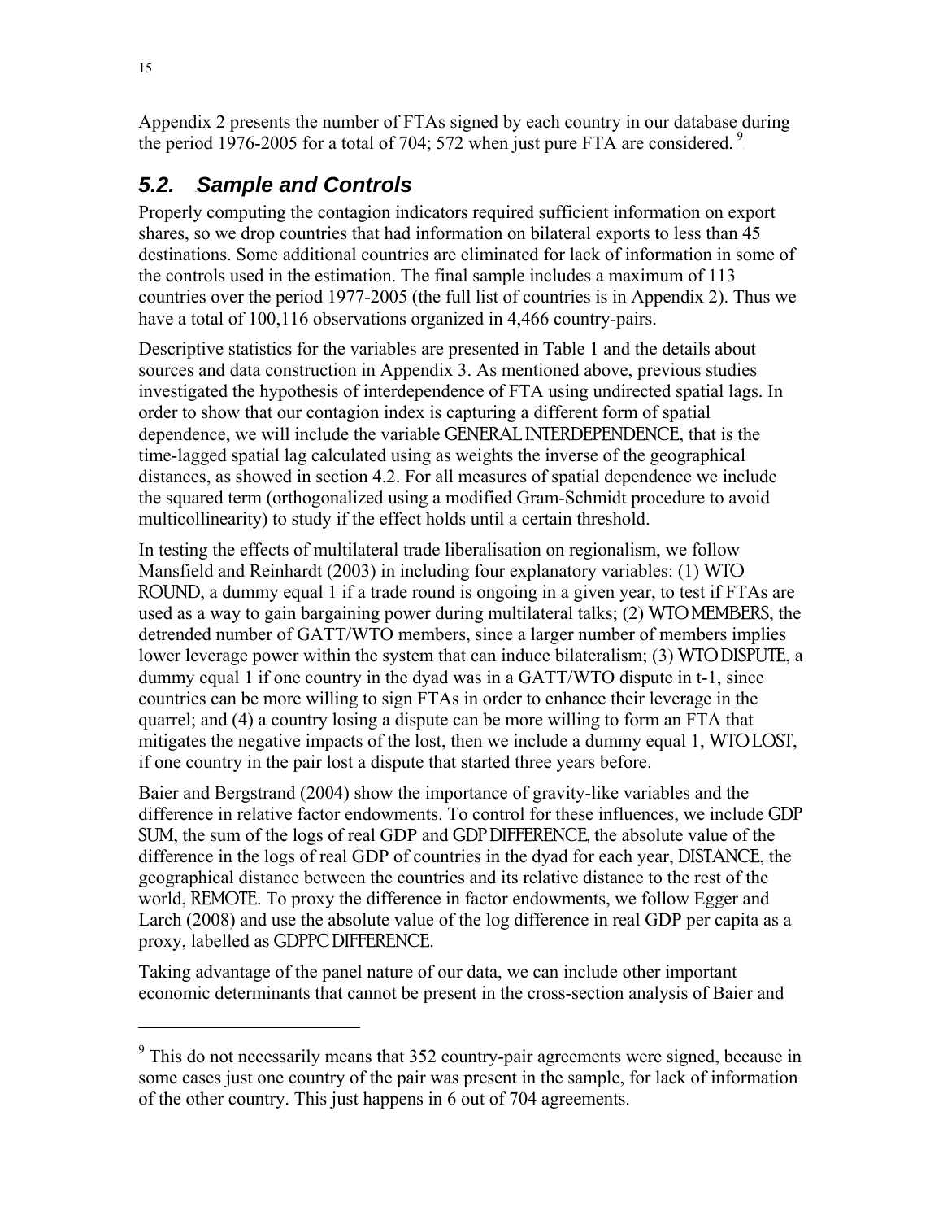Appendix 2 presents the number of FTAs signed by each country in our database during the period 1976-2005 for a total of 704; 572 when just pure FTA are considered. [9]

## 5.2. Sample and Controls

Properly computing the contagion indicators required sufficient information on export shares, so we drop countries that had information on bilateral exports to less than 45 destinations. Some additional countries are eliminated for lack of information in some of the controls used in the estimation. The final sample includes a maximum of 113 countries over the period 1977-2005 (the full list of countries is in Appendix 2). Thus we have a total of 100,116 observations organized in 4,466 country-pairs.

Descriptive statistics for the variables are presented in Table 1 and the details about sources and data construction in Appendix 3. As mentioned above, previous studies investigated the hypothesis of interdependence of FTA using undirected spatial lags. In order to show that our contagion index is capturing a different form of spatial dependence, we will include the variable GENERAL INTERDEPENDENCE, that is the time-lagged spatial lag calculated using as weights the inverse of the geographical distances, as showed in section 4.2. For all measures of spatial dependence we include the squared term (orthogonalized using a modified Gram-Schmidt procedure to avoid multicollinearity) to study if the effect holds until a certain threshold.

In testing the effects of multilateral trade liberalisation on regionalism, we follow Mansfield and Reinhardt (2003) in including four explanatory variables: (1) WTO ROUND, a dummy equal 1 if a trade round is ongoing in a given year, to test if FTAs are used as a way to gain bargaining power during multilateral talks; (2) WTO MEMBERS, the detrended number of GATT/WTO members, since a larger number of members implies lower leverage power within the system that can induce bilateralism; (3) WTO DISPUTE, a dummy equal 1 if one country in the dyad was in a GATT/WTO dispute in t-1, since countries can be more willing to sign FTAs in order to enhance their leverage in the quarrel; and (4) a country losing a dispute can be more willing to form an FTA that mitigates the negative impacts of the lost, then we include a dummy equal 1, WTO LOST, if one country in the pair lost a dispute that started three years before.

Baier and Bergstrand (2004) show the importance of gravity-like variables and the difference in relative factor endowments. To control for these influences, we include GDP SUM, the sum of the logs of real GDP and GDP DIFFERENCE, the absolute value of the difference in the logs of real GDP of countries in the dyad for each year, DISTANCE, the geographical distance between the countries and its relative distance to the rest of the world, REMOTE. To proxy the difference in factor endowments, we follow Egger and Larch (2008) and use the absolute value of the log difference in real GDP per capita as a proxy, labelled as GDPPC DIFFERENCE.

Taking advantage of the panel nature of our data, we can include other important economic determinants that cannot be present in the cross-section analysis of Baier and

---

[9] This do not necessarily means that 352 country-pair agreements were signed, because in some cases just one country of the pair was present in the sample, for lack of information of the other country. This just happens in 6 out of 704 agreements.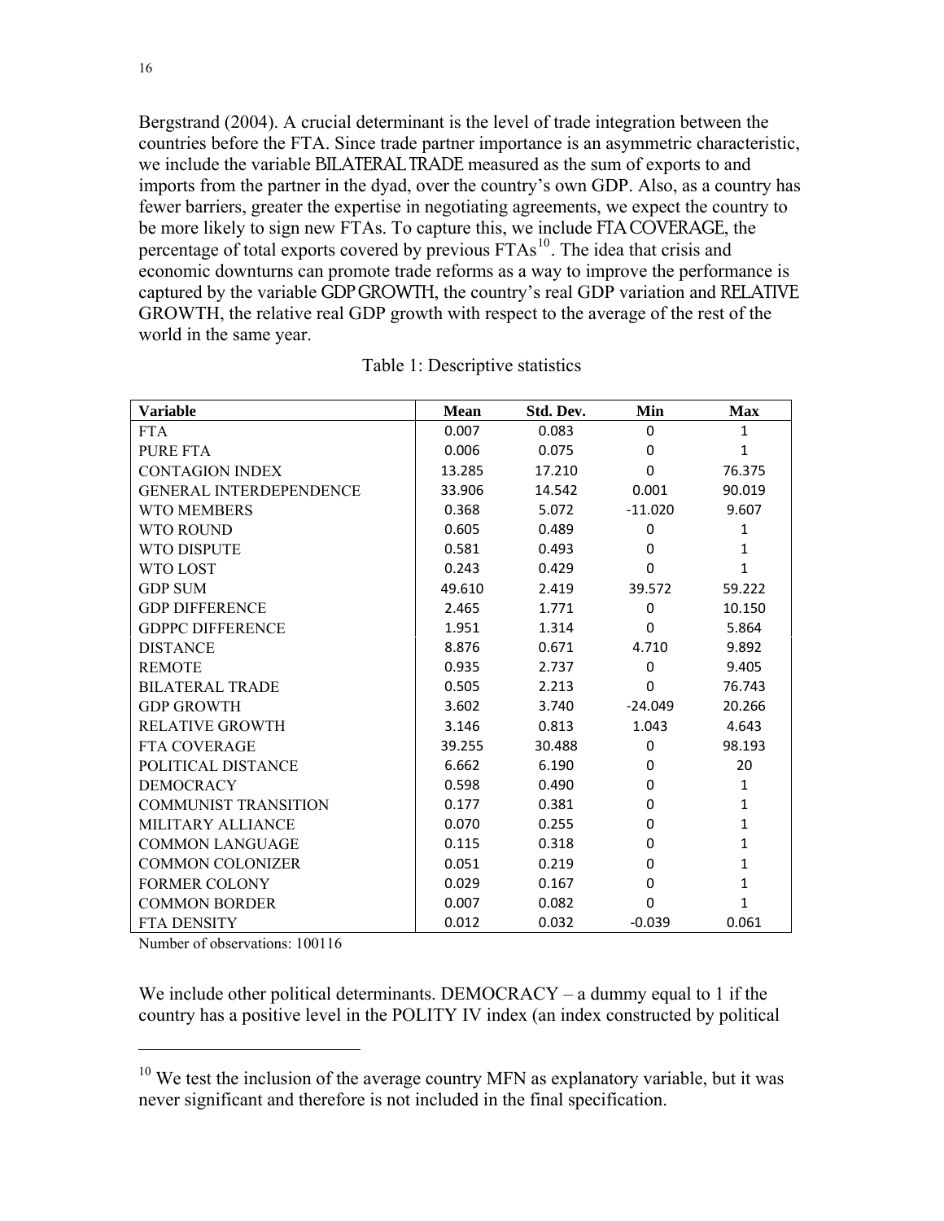Bergstrand (2004). A crucial determinant is the level of trade integration between the countries before the FTA. Since trade partner importance is an asymmetric characteristic, we include the variable BILATERAL TRADE measured as the sum of exports to and imports from the partner in the dyad, over the country's own GDP. Also, as a country has fewer barriers, greater the expertise in negotiating agreements, we expect the country to be more likely to sign new FTAs. To capture this, we include FTA COVERAGE, the percentage of total exports covered by previous FTAs[10]. The idea that crisis and economic downturns can promote trade reforms as a way to improve the performance is captured by the variable GDP GROWTH, the country's real GDP variation and RELATIVE GROWTH, the relative real GDP growth with respect to the average of the rest of the world in the same year.

Table 1: Descriptive statistics

| Variable | Mean | Std. Dev. | Min | Max |
|---|---|---|---|---|
| FTA | 0.007 | 0.083 | 0 | 1 |
| PURE FTA | 0.006 | 0.075 | 0 | 1 |
| CONTAGION INDEX | 13.285 | 17.210 | 0 | 76.375 |
| GENERAL INTERDEPENDENCE | 33.906 | 14.542 | 0.001 | 90.019 |
| WTO MEMBERS | 0.368 | 5.072 | -11.020 | 9.607 |
| WTO ROUND | 0.605 | 0.489 | 0 | 1 |
| WTO DISPUTE | 0.581 | 0.493 | 0 | 1 |
| WTO LOST | 0.243 | 0.429 | 0 | 1 |
| GDP SUM | 49.610 | 2.419 | 39.572 | 59.222 |
| GDP DIFFERENCE | 2.465 | 1.771 | 0 | 10.150 |
| GDPPC DIFFERENCE | 1.951 | 1.314 | 0 | 5.864 |
| DISTANCE | 8.876 | 0.671 | 4.710 | 9.892 |
| REMOTE | 0.935 | 2.737 | 0 | 9.405 |
| BILATERAL TRADE | 0.505 | 2.213 | 0 | 76.743 |
| GDP GROWTH | 3.602 | 3.740 | -24.049 | 20.266 |
| RELATIVE GROWTH | 3.146 | 0.813 | 1.043 | 4.643 |
| FTA COVERAGE | 39.255 | 30.488 | 0 | 98.193 |
| POLITICAL DISTANCE | 6.662 | 6.190 | 0 | 20 |
| DEMOCRACY | 0.598 | 0.490 | 0 | 1 |
| COMMUNIST TRANSITION | 0.177 | 0.381 | 0 | 1 |
| MILITARY ALLIANCE | 0.070 | 0.255 | 0 | 1 |
| COMMON LANGUAGE | 0.115 | 0.318 | 0 | 1 |
| COMMON COLONIZER | 0.051 | 0.219 | 0 | 1 |
| FORMER COLONY | 0.029 | 0.167 | 0 | 1 |
| COMMON BORDER | 0.007 | 0.082 | 0 | 1 |
| FTA DENSITY | 0.012 | 0.032 | -0.039 | 0.061 |

Number of observations: 100116

We include other political determinants. DEMOCRACY – a dummy equal to 1 if the country has a positive level in the POLITY IV index (an index constructed by political

[10] We test the inclusion of the average country MFN as explanatory variable, but it was never significant and therefore is not included in the final specification.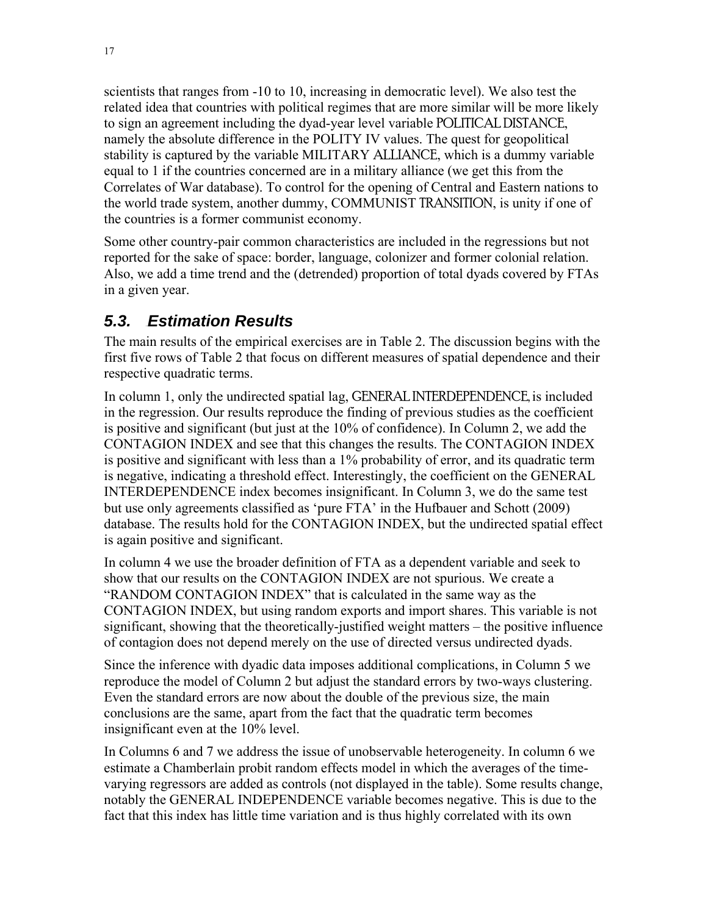scientists that ranges from -10 to 10, increasing in democratic level). We also test the related idea that countries with political regimes that are more similar will be more likely to sign an agreement including the dyad-year level variable POLITICAL DISTANCE, namely the absolute difference in the POLITY IV values. The quest for geopolitical stability is captured by the variable MILITARY ALLIANCE, which is a dummy variable equal to 1 if the countries concerned are in a military alliance (we get this from the Correlates of War database). To control for the opening of Central and Eastern nations to the world trade system, another dummy, COMMUNIST TRANSITION, is unity if one of the countries is a former communist economy.

Some other country-pair common characteristics are included in the regressions but not reported for the sake of space: border, language, colonizer and former colonial relation. Also, we add a time trend and the (detrended) proportion of total dyads covered by FTAs in a given year.

## *5.3. Estimation Results*

The main results of the empirical exercises are in Table 2. The discussion begins with the first five rows of Table 2 that focus on different measures of spatial dependence and their respective quadratic terms.

In column 1, only the undirected spatial lag, GENERAL INTERDEPENDENCE, is included in the regression. Our results reproduce the finding of previous studies as the coefficient is positive and significant (but just at the 10% of confidence). In Column 2, we add the CONTAGION INDEX and see that this changes the results. The CONTAGION INDEX is positive and significant with less than a 1% probability of error, and its quadratic term is negative, indicating a threshold effect. Interestingly, the coefficient on the GENERAL INTERDEPENDENCE index becomes insignificant. In Column 3, we do the same test but use only agreements classified as 'pure FTA' in the Hufbauer and Schott (2009) database. The results hold for the CONTAGION INDEX, but the undirected spatial effect is again positive and significant.

In column 4 we use the broader definition of FTA as a dependent variable and seek to show that our results on the CONTAGION INDEX are not spurious. We create a "RANDOM CONTAGION INDEX" that is calculated in the same way as the CONTAGION INDEX, but using random exports and import shares. This variable is not significant, showing that the theoretically-justified weight matters – the positive influence of contagion does not depend merely on the use of directed versus undirected dyads.

Since the inference with dyadic data imposes additional complications, in Column 5 we reproduce the model of Column 2 but adjust the standard errors by two-ways clustering. Even the standard errors are now about the double of the previous size, the main conclusions are the same, apart from the fact that the quadratic term becomes insignificant even at the 10% level.

In Columns 6 and 7 we address the issue of unobservable heterogeneity. In column 6 we estimate a Chamberlain probit random effects model in which the averages of the time-varying regressors are added as controls (not displayed in the table). Some results change, notably the GENERAL INDEPENDENCE variable becomes negative. This is due to the fact that this index has little time variation and is thus highly correlated with its own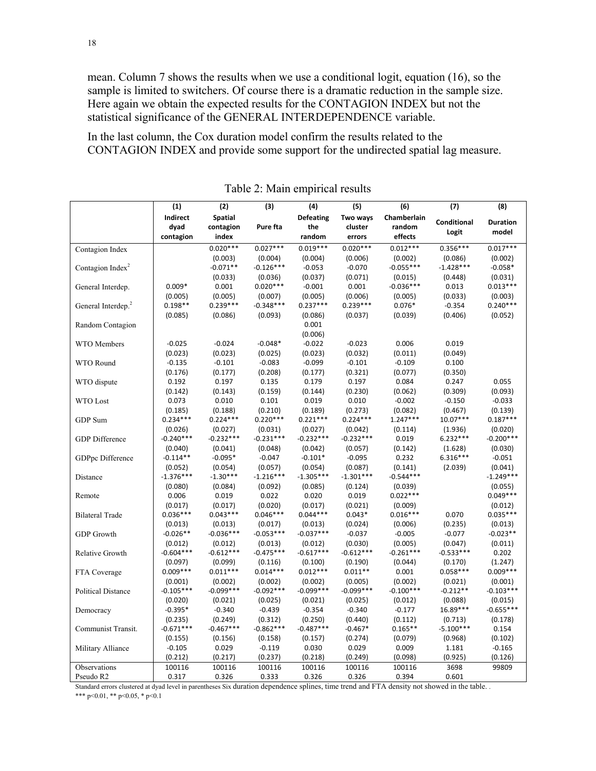mean. Column 7 shows the results when we use a conditional logit, equation (16), so the sample is limited to switchers. Of course there is a dramatic reduction in the sample size. Here again we obtain the expected results for the CONTAGION INDEX but not the statistical significance of the GENERAL INTERDEPENDENCE variable.

In the last column, the Cox duration model confirm the results related to the CONTAGION INDEX and provide some support for the undirected spatial lag measure.

Table 2: Main empirical results

| | (1) | (2) | (3) | (4) | (5) | (6) | (7) | (8) |
|---|---|---|---|---|---|---|---|---|
| | Indirect dyad contagion | Spatial contagion index | Pure fta | Defeating the random | Two ways cluster errors | Chamberlain random effects | Conditional Logit | Duration model |
| Contagion Index | | 0.020*** | 0.027*** | 0.019*** | 0.020*** | 0.012*** | 0.356*** | 0.017*** |
| | | (0.003) | (0.004) | (0.004) | (0.006) | (0.002) | (0.086) | (0.002) |
| Contagion Index$^2$ | | -0.071** | -0.126*** | -0.053 | -0.070 | -0.055*** | -1.428*** | -0.058* |
| | | (0.033) | (0.036) | (0.037) | (0.071) | (0.015) | (0.448) | (0.031) |
| General Interdep. | 0.009* | 0.001 | 0.020*** | -0.001 | 0.001 | -0.036*** | 0.013 | 0.013*** |
| | (0.005) | (0.005) | (0.007) | (0.005) | (0.006) | (0.005) | (0.033) | (0.003) |
| General Interdep.$^2$ | 0.198** | 0.239*** | -0.348*** | 0.237*** | 0.239*** | 0.076* | -0.354 | 0.240*** |
| | (0.085) | (0.086) | (0.093) | (0.086) | (0.037) | (0.039) | (0.406) | (0.052) |
| Random Contagion | | | | 0.001 | | | | |
| | | | | (0.006) | | | | |
| WTO Members | -0.025 | -0.024 | -0.048* | -0.022 | -0.023 | 0.006 | 0.019 | |
| | (0.023) | (0.023) | (0.025) | (0.023) | (0.032) | (0.011) | (0.049) | |
| WTO Round | -0.135 | -0.101 | -0.083 | -0.099 | -0.101 | -0.109 | 0.100 | |
| | (0.176) | (0.177) | (0.208) | (0.177) | (0.321) | (0.077) | (0.350) | |
| WTO dispute | 0.192 | 0.197 | 0.135 | 0.179 | 0.197 | 0.084 | 0.247 | 0.055 |
| | (0.142) | (0.143) | (0.159) | (0.144) | (0.230) | (0.062) | (0.309) | (0.093) |
| WTO Lost | 0.073 | 0.010 | 0.101 | 0.019 | 0.010 | -0.002 | -0.150 | -0.033 |
| | (0.185) | (0.188) | (0.210) | (0.189) | (0.273) | (0.082) | (0.467) | (0.139) |
| GDP Sum | 0.234*** | 0.224*** | 0.220*** | 0.221*** | 0.224*** | 1.247*** | 10.07*** | 0.187*** |
| | (0.026) | (0.027) | (0.031) | (0.027) | (0.042) | (0.114) | (1.936) | (0.020) |
| GDP Difference | -0.240*** | -0.232*** | -0.231*** | -0.232*** | -0.232*** | 0.019 | 6.232*** | -0.200*** |
| | (0.040) | (0.041) | (0.048) | (0.042) | (0.057) | (0.142) | (1.628) | (0.030) |
| GDPpc Difference | -0.114** | -0.095* | -0.047 | -0.101* | -0.095 | 0.232 | 6.316*** | -0.051 |
| | (0.052) | (0.054) | (0.057) | (0.054) | (0.087) | (0.141) | (2.039) | (0.041) |
| Distance | -1.376*** | -1.30*** | -1.216*** | -1.305*** | -1.301*** | -0.544*** | | -1.249*** |
| | (0.080) | (0.084) | (0.092) | (0.085) | (0.124) | (0.039) | | (0.055) |
| Remote | 0.006 | 0.019 | 0.022 | 0.020 | 0.019 | 0.022*** | | 0.049*** |
| | (0.017) | (0.017) | (0.020) | (0.017) | (0.021) | (0.009) | | (0.012) |
| Bilateral Trade | 0.036*** | 0.043*** | 0.046*** | 0.044*** | 0.043* | 0.016*** | 0.070 | 0.035*** |
| | (0.013) | (0.013) | (0.017) | (0.013) | (0.024) | (0.006) | (0.235) | (0.013) |
| GDP Growth | -0.026** | -0.036*** | -0.053*** | -0.037*** | -0.037 | -0.005 | -0.077 | -0.023** |
| | (0.012) | (0.012) | (0.013) | (0.012) | (0.030) | (0.005) | (0.047) | (0.011) |
| Relative Growth | -0.604*** | -0.612*** | -0.475*** | -0.617*** | -0.612*** | -0.261*** | -0.533*** | 0.202 |
| | (0.097) | (0.099) | (0.116) | (0.100) | (0.190) | (0.044) | (0.170) | (1.247) |
| FTA Coverage | 0.009*** | 0.011*** | 0.014*** | 0.012*** | 0.011** | 0.001 | 0.058*** | 0.009*** |
| | (0.001) | (0.002) | (0.002) | (0.002) | (0.005) | (0.002) | (0.021) | (0.001) |
| Political Distance | -0.105*** | -0.099*** | -0.092*** | -0.099*** | -0.099*** | -0.100*** | -0.212** | -0.103*** |
| | (0.020) | (0.021) | (0.025) | (0.021) | (0.025) | (0.012) | (0.088) | (0.015) |
| Democracy | -0.395* | -0.340 | -0.439 | -0.354 | -0.340 | -0.177 | 16.89*** | -0.655*** |
| | (0.235) | (0.249) | (0.312) | (0.250) | (0.440) | (0.112) | (0.713) | (0.178) |
| Communist Transit. | -0.671*** | -0.467*** | -0.862*** | -0.487*** | -0.467* | 0.165** | -5.100*** | 0.154 |
| | (0.155) | (0.156) | (0.158) | (0.157) | (0.274) | (0.079) | (0.968) | (0.102) |
| Military Alliance | -0.105 | 0.029 | -0.119 | 0.030 | 0.029 | 0.009 | 1.181 | -0.165 |
| | (0.212) | (0.217) | (0.237) | (0.218) | (0.249) | (0.098) | (0.925) | (0.126) |
| Observations | 100116 | 100116 | 100116 | 100116 | 100116 | 100116 | 3698 | 99809 |
| Pseudo R2 | 0.317 | 0.326 | 0.333 | 0.326 | 0.326 | 0.394 | 0.601 | |

Standard errors clustered at dyad level in parentheses Six duration dependence splines, time trend and FTA density not showed in the table. .
*** p<0.01, ** p<0.05, * p<0.1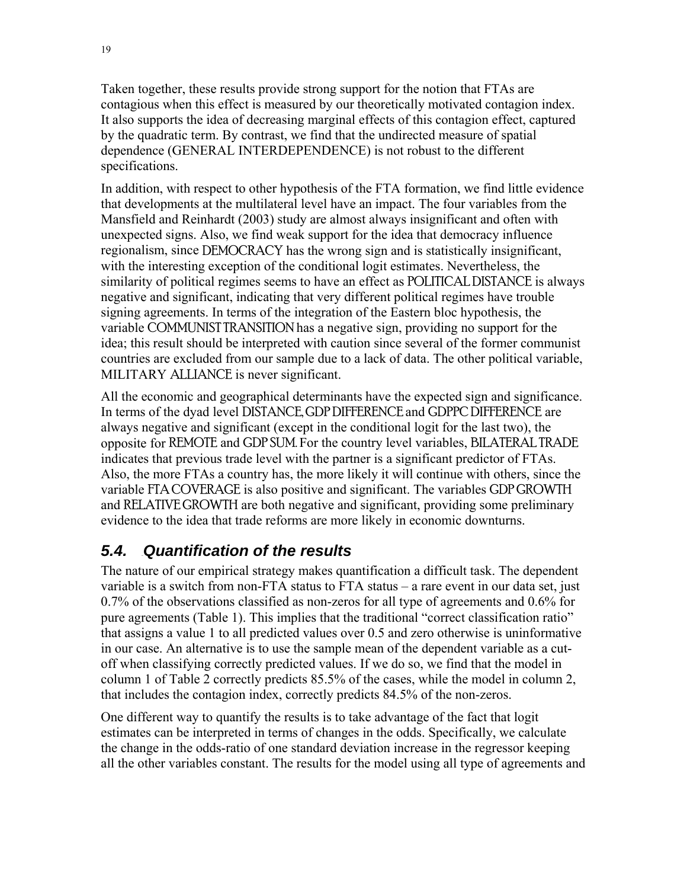Taken together, these results provide strong support for the notion that FTAs are contagious when this effect is measured by our theoretically motivated contagion index. It also supports the idea of decreasing marginal effects of this contagion effect, captured by the quadratic term. By contrast, we find that the undirected measure of spatial dependence (GENERAL INTERDEPENDENCE) is not robust to the different specifications.

In addition, with respect to other hypothesis of the FTA formation, we find little evidence that developments at the multilateral level have an impact. The four variables from the Mansfield and Reinhardt (2003) study are almost always insignificant and often with unexpected signs. Also, we find weak support for the idea that democracy influence regionalism, since DEMOCRACY has the wrong sign and is statistically insignificant, with the interesting exception of the conditional logit estimates. Nevertheless, the similarity of political regimes seems to have an effect as POLITICAL DISTANCE is always negative and significant, indicating that very different political regimes have trouble signing agreements. In terms of the integration of the Eastern bloc hypothesis, the variable COMMUNIST TRANSITION has a negative sign, providing no support for the idea; this result should be interpreted with caution since several of the former communist countries are excluded from our sample due to a lack of data. The other political variable, MILITARY ALLIANCE is never significant.

All the economic and geographical determinants have the expected sign and significance. In terms of the dyad level DISTANCE, GDP DIFFERENCE and GDPPC DIFFERENCE are always negative and significant (except in the conditional logit for the last two), the opposite for REMOTE and GDP SUM. For the country level variables, BILATERAL TRADE indicates that previous trade level with the partner is a significant predictor of FTAs. Also, the more FTAs a country has, the more likely it will continue with others, since the variable FTA COVERAGE is also positive and significant. The variables GDP GROWTH and RELATIVE GROWTH are both negative and significant, providing some preliminary evidence to the idea that trade reforms are more likely in economic downturns.

## 5.4. Quantification of the results

The nature of our empirical strategy makes quantification a difficult task. The dependent variable is a switch from non-FTA status to FTA status – a rare event in our data set, just 0.7% of the observations classified as non-zeros for all type of agreements and 0.6% for pure agreements (Table 1). This implies that the traditional "correct classification ratio" that assigns a value 1 to all predicted values over 0.5 and zero otherwise is uninformative in our case. An alternative is to use the sample mean of the dependent variable as a cut-off when classifying correctly predicted values. If we do so, we find that the model in column 1 of Table 2 correctly predicts 85.5% of the cases, while the model in column 2, that includes the contagion index, correctly predicts 84.5% of the non-zeros.

One different way to quantify the results is to take advantage of the fact that logit estimates can be interpreted in terms of changes in the odds. Specifically, we calculate the change in the odds-ratio of one standard deviation increase in the regressor keeping all the other variables constant. The results for the model using all type of agreements and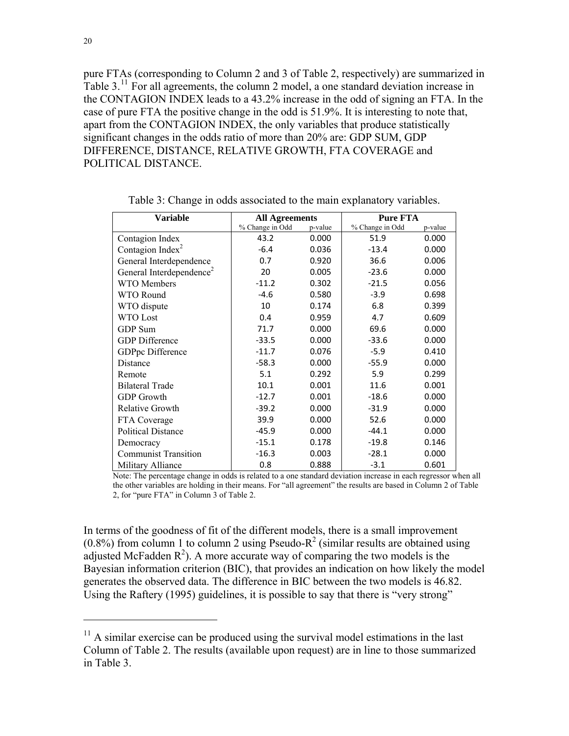pure FTAs (corresponding to Column 2 and 3 of Table 2, respectively) are summarized in Table 3.[11] For all agreements, the column 2 model, a one standard deviation increase in the CONTAGION INDEX leads to a 43.2% increase in the odd of signing an FTA. In the case of pure FTA the positive change in the odd is 51.9%. It is interesting to note that, apart from the CONTAGION INDEX, the only variables that produce statistically significant changes in the odds ratio of more than 20% are: GDP SUM, GDP DIFFERENCE, DISTANCE, RELATIVE GROWTH, FTA COVERAGE and POLITICAL DISTANCE.

Table 3: Change in odds associated to the main explanatory variables.

| Variable | All Agreements | | Pure FTA | |
|---|---|---|---|---|
| | % Change in Odd | p-value | % Change in Odd | p-value |
| Contagion Index | 43.2 | 0.000 | 51.9 | 0.000 |
| Contagion Index$^2$ | -6.4 | 0.036 | -13.4 | 0.000 |
| General Interdependence | 0.7 | 0.920 | 36.6 | 0.006 |
| General Interdependence$^2$ | 20 | 0.005 | -23.6 | 0.000 |
| WTO Members | -11.2 | 0.302 | -21.5 | 0.056 |
| WTO Round | -4.6 | 0.580 | -3.9 | 0.698 |
| WTO dispute | 10 | 0.174 | 6.8 | 0.399 |
| WTO Lost | 0.4 | 0.959 | 4.7 | 0.609 |
| GDP Sum | 71.7 | 0.000 | 69.6 | 0.000 |
| GDP Difference | -33.5 | 0.000 | -33.6 | 0.000 |
| GDPpc Difference | -11.7 | 0.076 | -5.9 | 0.410 |
| Distance | -58.3 | 0.000 | -55.9 | 0.000 |
| Remote | 5.1 | 0.292 | 5.9 | 0.299 |
| Bilateral Trade | 10.1 | 0.001 | 11.6 | 0.001 |
| GDP Growth | -12.7 | 0.001 | -18.6 | 0.000 |
| Relative Growth | -39.2 | 0.000 | -31.9 | 0.000 |
| FTA Coverage | 39.9 | 0.000 | 52.6 | 0.000 |
| Political Distance | -45.9 | 0.000 | -44.1 | 0.000 |
| Democracy | -15.1 | 0.178 | -19.8 | 0.146 |
| Communist Transition | -16.3 | 0.003 | -28.1 | 0.000 |
| Military Alliance | 0.8 | 0.888 | -3.1 | 0.601 |

Note: The percentage change in odds is related to a one standard deviation increase in each regressor when all the other variables are holding in their means. For "all agreement" the results are based in Column 2 of Table 2, for "pure FTA" in Column 3 of Table 2.

In terms of the goodness of fit of the different models, there is a small improvement (0.8%) from column 1 to column 2 using Pseudo-$R^2$ (similar results are obtained using adjusted McFadden $R^2$). A more accurate way of comparing the two models is the Bayesian information criterion (BIC), that provides an indication on how likely the model generates the observed data. The difference in BIC between the two models is 46.82. Using the Raftery (1995) guidelines, it is possible to say that there is "very strong"

[11] A similar exercise can be produced using the survival model estimations in the last Column of Table 2. The results (available upon request) are in line to those summarized in Table 3.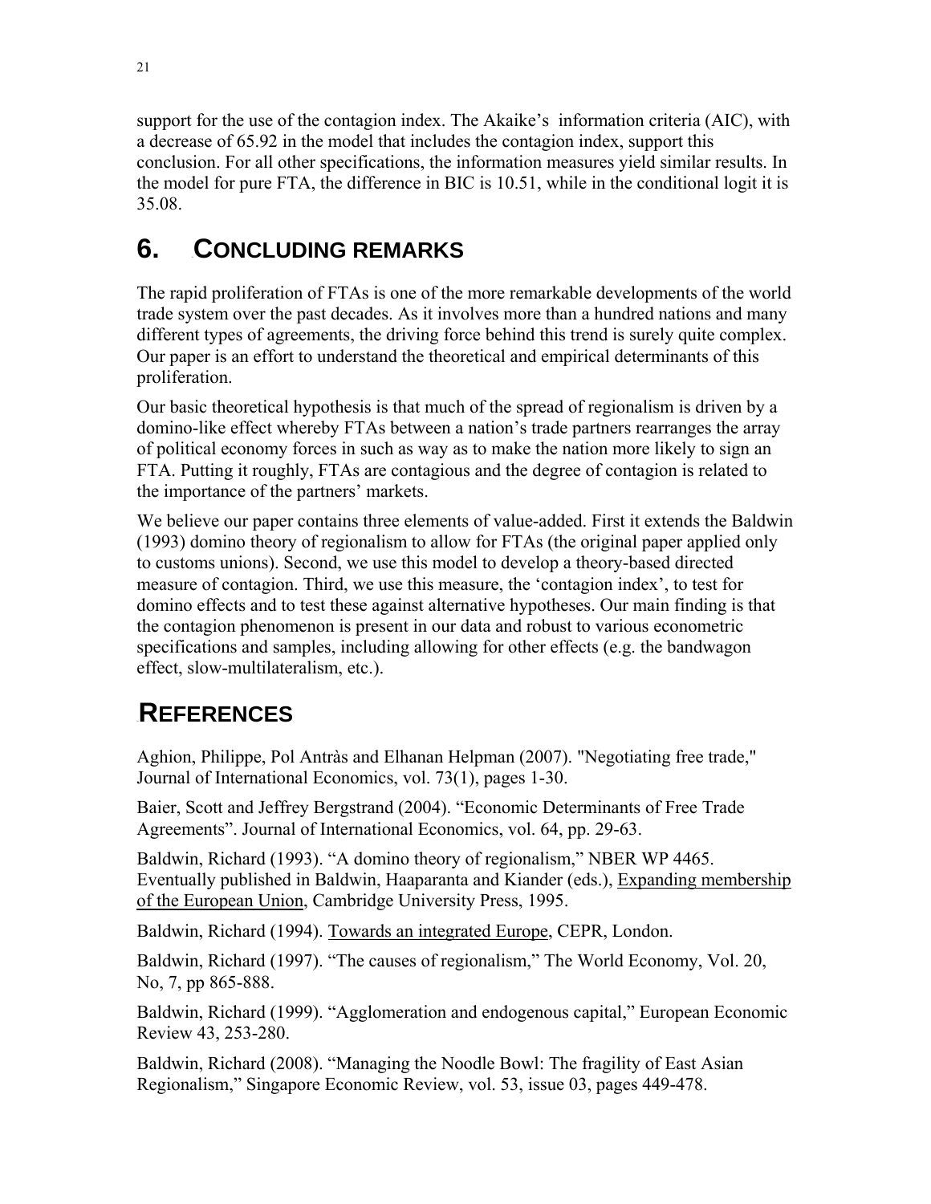support for the use of the contagion index. The Akaike's information criteria (AIC), with a decrease of 65.92 in the model that includes the contagion index, support this conclusion. For all other specifications, the information measures yield similar results. In the model for pure FTA, the difference in BIC is 10.51, while in the conditional logit it is 35.08.

# 6. CONCLUDING REMARKS

The rapid proliferation of FTAs is one of the more remarkable developments of the world trade system over the past decades. As it involves more than a hundred nations and many different types of agreements, the driving force behind this trend is surely quite complex. Our paper is an effort to understand the theoretical and empirical determinants of this proliferation.

Our basic theoretical hypothesis is that much of the spread of regionalism is driven by a domino-like effect whereby FTAs between a nation's trade partners rearranges the array of political economy forces in such as way as to make the nation more likely to sign an FTA. Putting it roughly, FTAs are contagious and the degree of contagion is related to the importance of the partners' markets.

We believe our paper contains three elements of value-added. First it extends the Baldwin (1993) domino theory of regionalism to allow for FTAs (the original paper applied only to customs unions). Second, we use this model to develop a theory-based directed measure of contagion. Third, we use this measure, the 'contagion index', to test for domino effects and to test these against alternative hypotheses. Our main finding is that the contagion phenomenon is present in our data and robust to various econometric specifications and samples, including allowing for other effects (e.g. the bandwagon effect, slow-multilateralism, etc.).

# REFERENCES

Aghion, Philippe, Pol Antràs and Elhanan Helpman (2007). "Negotiating free trade," Journal of International Economics, vol. 73(1), pages 1-30.

Baier, Scott and Jeffrey Bergstrand (2004). "Economic Determinants of Free Trade Agreements". Journal of International Economics, vol. 64, pp. 29-63.

Baldwin, Richard (1993). "A domino theory of regionalism," NBER WP 4465. Eventually published in Baldwin, Haaparanta and Kiander (eds.), Expanding membership of the European Union, Cambridge University Press, 1995.

Baldwin, Richard (1994). Towards an integrated Europe, CEPR, London.

Baldwin, Richard (1997). "The causes of regionalism," The World Economy, Vol. 20, No, 7, pp 865-888.

Baldwin, Richard (1999). "Agglomeration and endogenous capital," European Economic Review 43, 253-280.

Baldwin, Richard (2008). "Managing the Noodle Bowl: The fragility of East Asian Regionalism," Singapore Economic Review, vol. 53, issue 03, pages 449-478.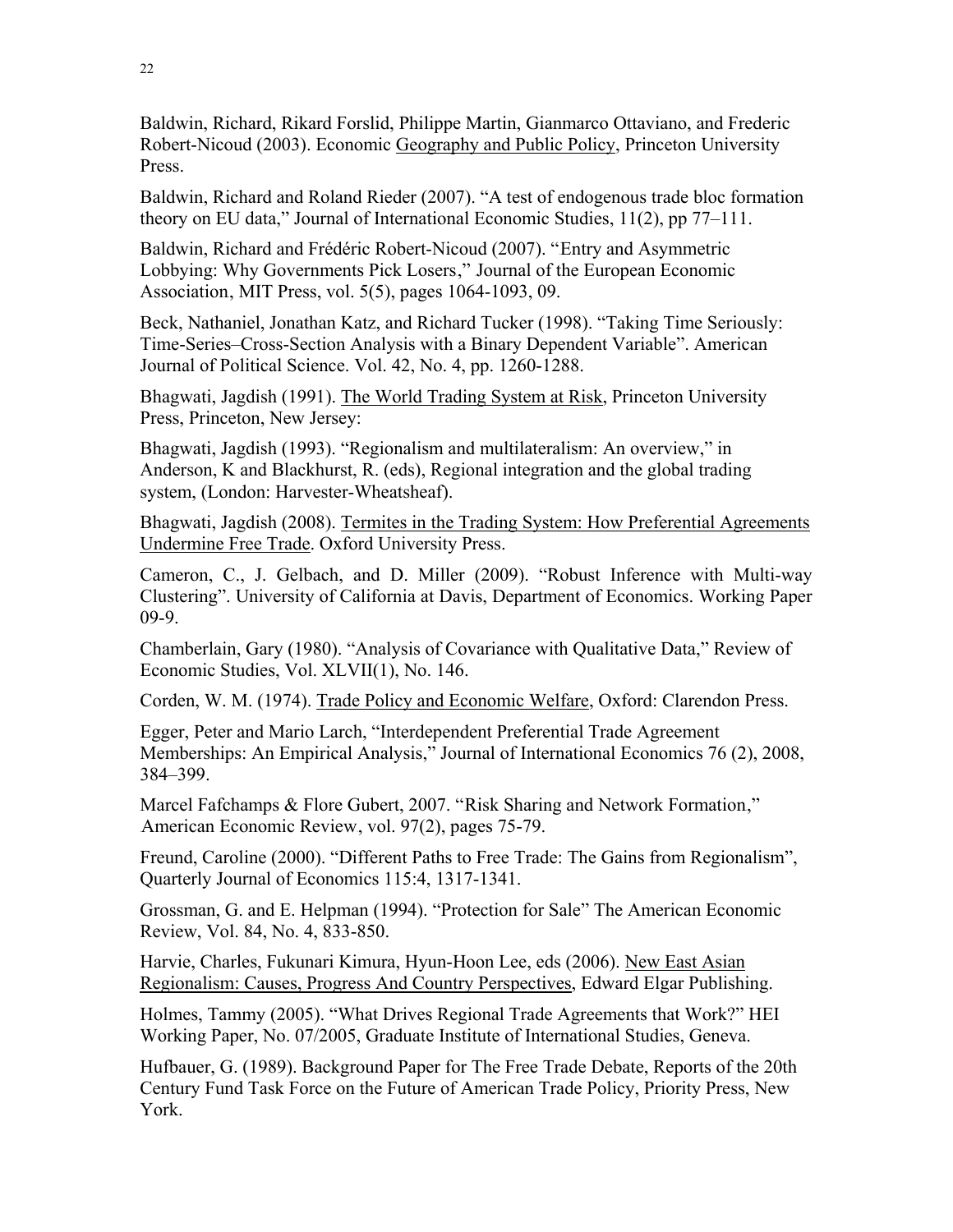Baldwin, Richard, Rikard Forslid, Philippe Martin, Gianmarco Ottaviano, and Frederic Robert-Nicoud (2003). Economic Geography and Public Policy, Princeton University Press.

Baldwin, Richard and Roland Rieder (2007). "A test of endogenous trade bloc formation theory on EU data," Journal of International Economic Studies, 11(2), pp 77–111.

Baldwin, Richard and Frédéric Robert-Nicoud (2007). "Entry and Asymmetric Lobbying: Why Governments Pick Losers," Journal of the European Economic Association, MIT Press, vol. 5(5), pages 1064-1093, 09.

Beck, Nathaniel, Jonathan Katz, and Richard Tucker (1998). "Taking Time Seriously: Time-Series–Cross-Section Analysis with a Binary Dependent Variable". American Journal of Political Science. Vol. 42, No. 4, pp. 1260-1288.

Bhagwati, Jagdish (1991). The World Trading System at Risk, Princeton University Press, Princeton, New Jersey:

Bhagwati, Jagdish (1993). "Regionalism and multilateralism: An overview," in Anderson, K and Blackhurst, R. (eds), Regional integration and the global trading system, (London: Harvester-Wheatsheaf).

Bhagwati, Jagdish (2008). Termites in the Trading System: How Preferential Agreements Undermine Free Trade. Oxford University Press.

Cameron, C., J. Gelbach, and D. Miller (2009). "Robust Inference with Multi-way Clustering". University of California at Davis, Department of Economics. Working Paper 09-9.

Chamberlain, Gary (1980). "Analysis of Covariance with Qualitative Data," Review of Economic Studies, Vol. XLVII(1), No. 146.

Corden, W. M. (1974). Trade Policy and Economic Welfare, Oxford: Clarendon Press.

Egger, Peter and Mario Larch, "Interdependent Preferential Trade Agreement Memberships: An Empirical Analysis," Journal of International Economics 76 (2), 2008, 384–399.

Marcel Fafchamps & Flore Gubert, 2007. "Risk Sharing and Network Formation," American Economic Review, vol. 97(2), pages 75-79.

Freund, Caroline (2000). "Different Paths to Free Trade: The Gains from Regionalism", Quarterly Journal of Economics 115:4, 1317-1341.

Grossman, G. and E. Helpman (1994). "Protection for Sale" The American Economic Review, Vol. 84, No. 4, 833-850.

Harvie, Charles, Fukunari Kimura, Hyun-Hoon Lee, eds (2006). New East Asian Regionalism: Causes, Progress And Country Perspectives, Edward Elgar Publishing.

Holmes, Tammy (2005). "What Drives Regional Trade Agreements that Work?" HEI Working Paper, No. 07/2005, Graduate Institute of International Studies, Geneva.

Hufbauer, G. (1989). Background Paper for The Free Trade Debate, Reports of the 20th Century Fund Task Force on the Future of American Trade Policy, Priority Press, New York.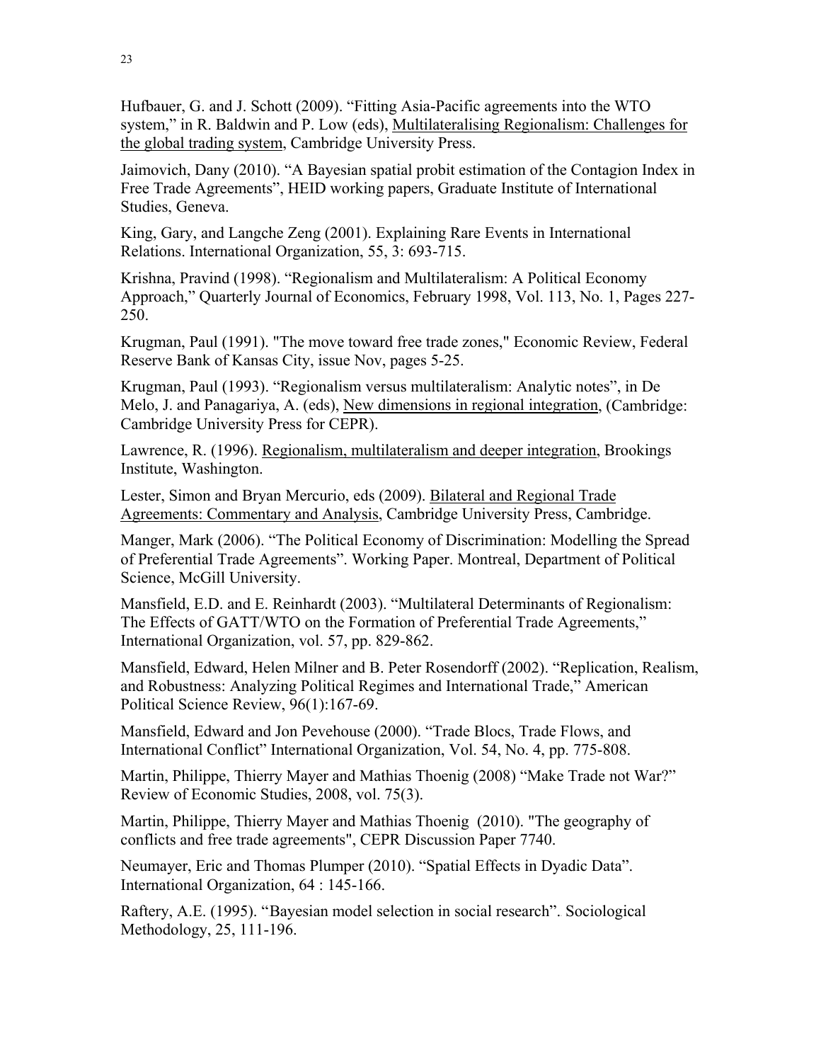Hufbauer, G. and J. Schott (2009). "Fitting Asia-Pacific agreements into the WTO system," in R. Baldwin and P. Low (eds), Multilateralising Regionalism: Challenges for the global trading system, Cambridge University Press.

Jaimovich, Dany (2010). "A Bayesian spatial probit estimation of the Contagion Index in Free Trade Agreements", HEID working papers, Graduate Institute of International Studies, Geneva.

King, Gary, and Langche Zeng (2001). Explaining Rare Events in International Relations. International Organization, 55, 3: 693-715.

Krishna, Pravind (1998). "Regionalism and Multilateralism: A Political Economy Approach," Quarterly Journal of Economics, February 1998, Vol. 113, No. 1, Pages 227-250.

Krugman, Paul (1991). "The move toward free trade zones," Economic Review, Federal Reserve Bank of Kansas City, issue Nov, pages 5-25.

Krugman, Paul (1993). "Regionalism versus multilateralism: Analytic notes", in De Melo, J. and Panagariya, A. (eds), New dimensions in regional integration, (Cambridge: Cambridge University Press for CEPR).

Lawrence, R. (1996). Regionalism, multilateralism and deeper integration, Brookings Institute, Washington.

Lester, Simon and Bryan Mercurio, eds (2009). Bilateral and Regional Trade Agreements: Commentary and Analysis, Cambridge University Press, Cambridge.

Manger, Mark (2006). "The Political Economy of Discrimination: Modelling the Spread of Preferential Trade Agreements". Working Paper. Montreal, Department of Political Science, McGill University.

Mansfield, E.D. and E. Reinhardt (2003). "Multilateral Determinants of Regionalism: The Effects of GATT/WTO on the Formation of Preferential Trade Agreements," International Organization, vol. 57, pp. 829-862.

Mansfield, Edward, Helen Milner and B. Peter Rosendorff (2002). "Replication, Realism, and Robustness: Analyzing Political Regimes and International Trade," American Political Science Review, 96(1):167-69.

Mansfield, Edward and Jon Pevehouse (2000). "Trade Blocs, Trade Flows, and International Conflict" International Organization, Vol. 54, No. 4, pp. 775-808.

Martin, Philippe, Thierry Mayer and Mathias Thoenig (2008) "Make Trade not War?" Review of Economic Studies, 2008, vol. 75(3).

Martin, Philippe, Thierry Mayer and Mathias Thoenig (2010). "The geography of conflicts and free trade agreements", CEPR Discussion Paper 7740.

Neumayer, Eric and Thomas Plumper (2010). "Spatial Effects in Dyadic Data". International Organization, 64 : 145-166.

Raftery, A.E. (1995). "Bayesian model selection in social research". Sociological Methodology, 25, 111-196.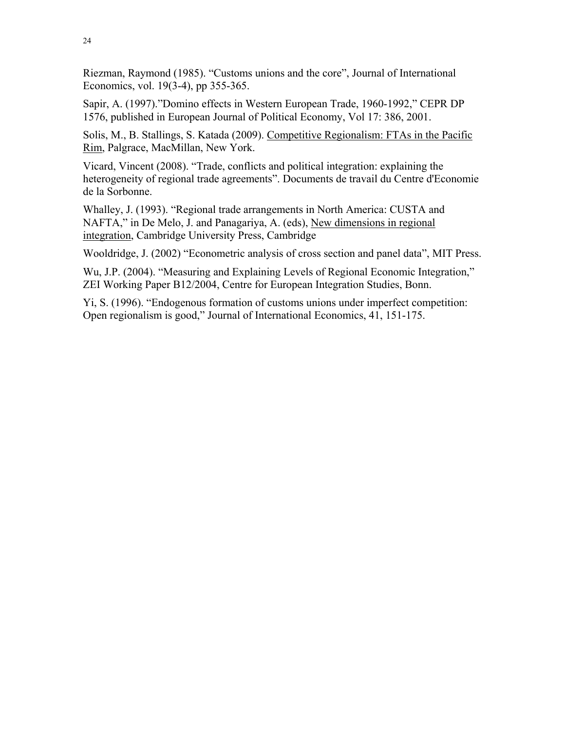Riezman, Raymond (1985). "Customs unions and the core", Journal of International Economics, vol. 19(3-4), pp 355-365.

Sapir, A. (1997)."Domino effects in Western European Trade, 1960-1992," CEPR DP 1576, published in European Journal of Political Economy, Vol 17: 386, 2001.

Solis, M., B. Stallings, S. Katada (2009). Competitive Regionalism: FTAs in the Pacific Rim, Palgrace, MacMillan, New York.

Vicard, Vincent (2008). "Trade, conflicts and political integration: explaining the heterogeneity of regional trade agreements". Documents de travail du Centre d'Economie de la Sorbonne.

Whalley, J. (1993). "Regional trade arrangements in North America: CUSTA and NAFTA," in De Melo, J. and Panagariya, A. (eds), New dimensions in regional integration, Cambridge University Press, Cambridge

Wooldridge, J. (2002) "Econometric analysis of cross section and panel data", MIT Press.

Wu, J.P. (2004). "Measuring and Explaining Levels of Regional Economic Integration," ZEI Working Paper B12/2004, Centre for European Integration Studies, Bonn.

Yi, S. (1996). "Endogenous formation of customs unions under imperfect competition: Open regionalism is good," Journal of International Economics, 41, 151-175.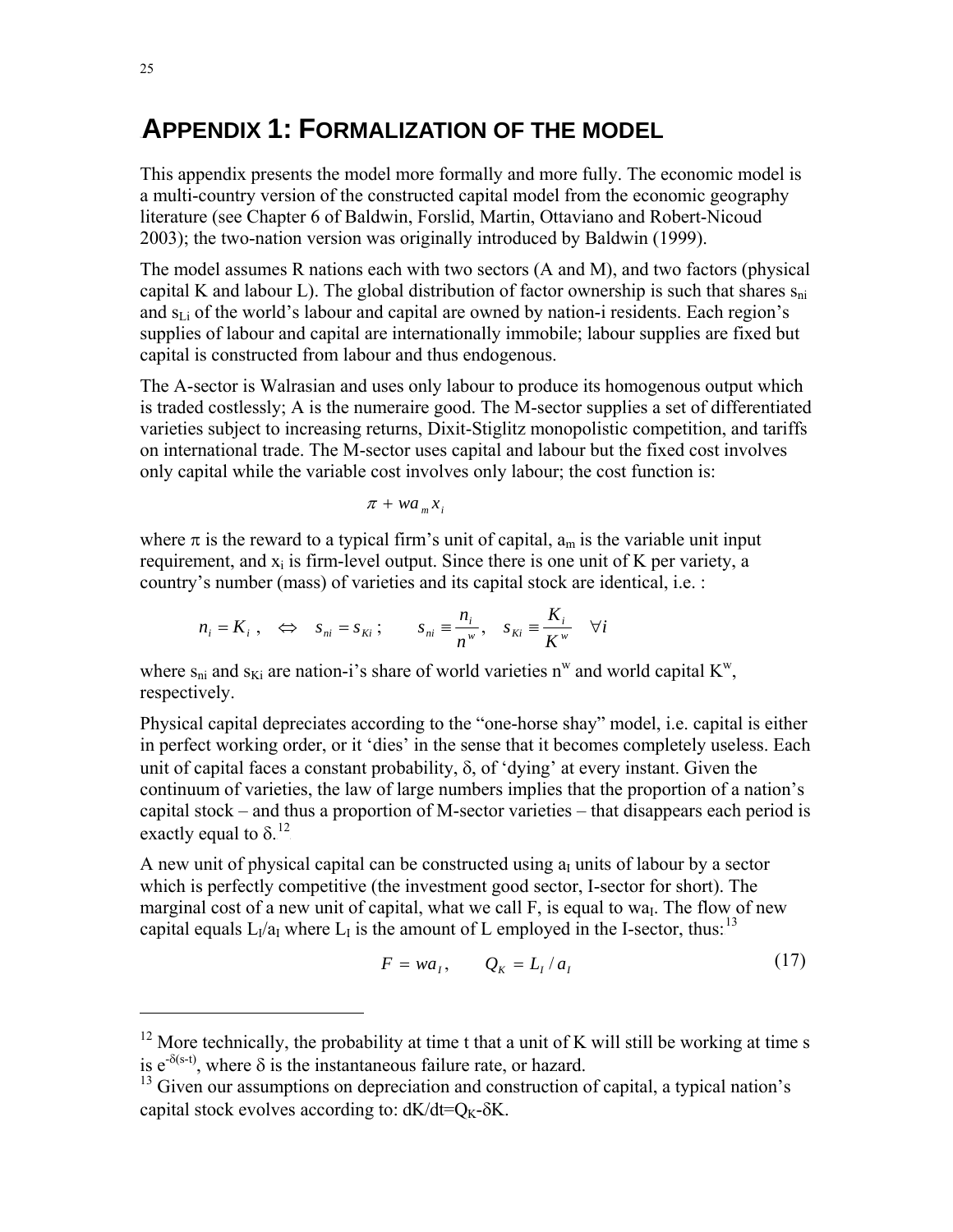# APPENDIX 1: FORMALIZATION OF THE MODEL

This appendix presents the model more formally and more fully. The economic model is a multi-country version of the constructed capital model from the economic geography literature (see Chapter 6 of Baldwin, Forslid, Martin, Ottaviano and Robert-Nicoud 2003); the two-nation version was originally introduced by Baldwin (1999).

The model assumes R nations each with two sectors (A and M), and two factors (physical capital K and labour L). The global distribution of factor ownership is such that shares $s_{ni}$ and $s_{Li}$ of the world's labour and capital are owned by nation-i residents. Each region's supplies of labour and capital are internationally immobile; labour supplies are fixed but capital is constructed from labour and thus endogenous.

The A-sector is Walrasian and uses only labour to produce its homogenous output which is traded costlessly; A is the numeraire good. The M-sector supplies a set of differentiated varieties subject to increasing returns, Dixit-Stiglitz monopolistic competition, and tariffs on international trade. The M-sector uses capital and labour but the fixed cost involves only capital while the variable cost involves only labour; the cost function is:

$$\pi + wa_m x_i$$

where $\pi$ is the reward to a typical firm's unit of capital, $a_m$ is the variable unit input requirement, and $x_i$ is firm-level output. Since there is one unit of K per variety, a country's number (mass) of varieties and its capital stock are identical, i.e. :

$$n_i = K_i\,, \quad \Leftrightarrow \quad s_{ni} = s_{Ki}\,; \qquad s_{ni} \equiv \frac{n_i}{n^w}, \quad s_{Ki} \equiv \frac{K_i}{K^w} \quad \forall i$$

where $s_{ni}$ and $s_{Ki}$ are nation-i's share of world varieties $n^w$ and world capital $K^w$, respectively.

Physical capital depreciates according to the "one-horse shay" model, i.e. capital is either in perfect working order, or it 'dies' in the sense that it becomes completely useless. Each unit of capital faces a constant probability, $\delta$, of 'dying' at every instant. Given the continuum of varieties, the law of large numbers implies that the proportion of a nation's capital stock – and thus a proportion of M-sector varieties – that disappears each period is exactly equal to $\delta$.[12]

A new unit of physical capital can be constructed using $a_I$ units of labour by a sector which is perfectly competitive (the investment good sector, I-sector for short). The marginal cost of a new unit of capital, what we call F, is equal to $wa_I$. The flow of new capital equals $L_I/a_I$ where $L_I$ is the amount of L employed in the I-sector, thus:[13]

$$F = wa_I, \qquad Q_K = L_I / a_I \tag{17}$$

---

[12] More technically, the probability at time t that a unit of K will still be working at time s is $e^{-\delta(s-t)}$, where $\delta$ is the instantaneous failure rate, or hazard.

[13] Given our assumptions on depreciation and construction of capital, a typical nation's capital stock evolves according to: $dK/dt=Q_K-\delta K$.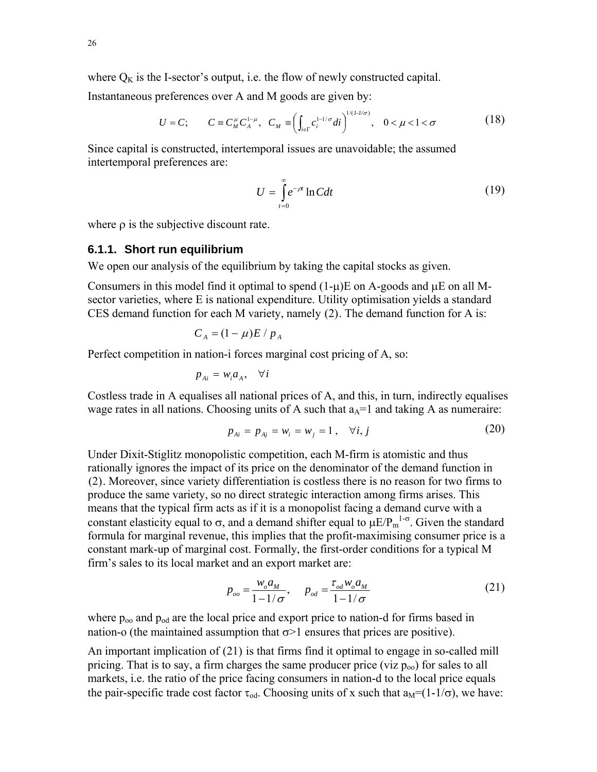where $Q_K$ is the I-sector's output, i.e. the flow of newly constructed capital.

Instantaneous preferences over A and M goods are given by:

$$U = C; \qquad C \equiv C_M^{\mu} C_A^{1-\mu}, \;\; C_M \equiv \left( \int_{i \in \Gamma} c_i^{1-1/\sigma} di \right)^{1/(1-1/\sigma)}, \quad 0 < \mu < 1 < \sigma \tag{18}$$

Since capital is constructed, intertemporal issues are unavoidable; the assumed intertemporal preferences are:

$$U = \int_{t=0}^{\infty} e^{-\rho t} \ln C dt \tag{19}$$

where $\rho$ is the subjective discount rate.

### 6.1.1. Short run equilibrium

We open our analysis of the equilibrium by taking the capital stocks as given.

Consumers in this model find it optimal to spend $(1-\mu)E$ on A-goods and $\mu E$ on all M-sector varieties, where E is national expenditure. Utility optimisation yields a standard CES demand function for each M variety, namely (2). The demand function for A is:

$$C_A = (1-\mu)E / p_A$$

Perfect competition in nation-i forces marginal cost pricing of A, so:

$$p_{Ai} = w_i a_A, \quad \forall i$$

Costless trade in A equalises all national prices of A, and this, in turn, indirectly equalises wage rates in all nations. Choosing units of A such that $a_A$=1 and taking A as numeraire:

$$p_{Ai} = p_{Aj} = w_i = w_j = 1, \quad \forall i, j \tag{20}$$

Under Dixit-Stiglitz monopolistic competition, each M-firm is atomistic and thus rationally ignores the impact of its price on the denominator of the demand function in (2). Moreover, since variety differentiation is costless there is no reason for two firms to produce the same variety, so no direct strategic interaction among firms arises. This means that the typical firm acts as if it is a monopolist facing a demand curve with a constant elasticity equal to $\sigma$, and a demand shifter equal to $\mu E/P_m^{1-\sigma}$. Given the standard formula for marginal revenue, this implies that the profit-maximising consumer price is a constant mark-up of marginal cost. Formally, the first-order conditions for a typical M firm's sales to its local market and an export market are:

$$p_{oo} = \frac{w_o a_M}{1-1/\sigma}, \quad p_{od} = \frac{\tau_{od} w_o a_M}{1-1/\sigma} \tag{21}$$

where $p_{oo}$ and $p_{od}$ are the local price and export price to nation-d for firms based in nation-o (the maintained assumption that $\sigma$>1 ensures that prices are positive).

An important implication of (21) is that firms find it optimal to engage in so-called mill pricing. That is to say, a firm charges the same producer price (viz $p_{oo}$) for sales to all markets, i.e. the ratio of the price facing consumers in nation-d to the local price equals the pair-specific trade cost factor $\tau_{od}$. Choosing units of x such that $a_M$=$(1-1/\sigma)$, we have: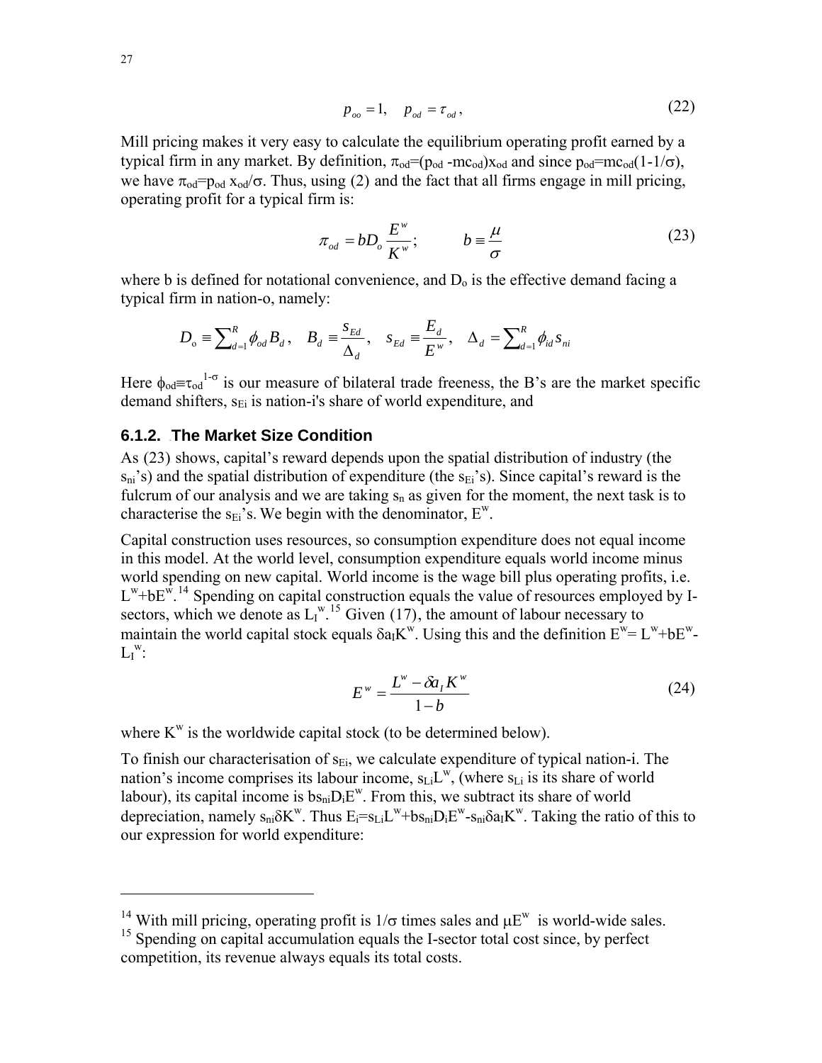$$p_{oo} = 1, \quad p_{od} = \tau_{od}, \tag{22}$$

Mill pricing makes it very easy to calculate the equilibrium operating profit earned by a typical firm in any market. By definition, $\pi_{od}=(p_{od} - mc_{od})x_{od}$ and since $p_{od}=mc_{od}(1-1/\sigma)$, we have $\pi_{od}=p_{od}\, x_{od}/\sigma$. Thus, using (2) and the fact that all firms engage in mill pricing, operating profit for a typical firm is:

$$\pi_{od} = bD_o \frac{E^w}{K^w}; \qquad b \equiv \frac{\mu}{\sigma} \tag{23}$$

where b is defined for notational convenience, and $D_o$ is the effective demand facing a typical firm in nation-o, namely:

$$D_o \equiv \sum_{d=1}^{R} \phi_{od} B_d, \quad B_d \equiv \frac{s_{Ed}}{\Delta_d}, \quad s_{Ed} \equiv \frac{E_d}{E^w}, \quad \Delta_d = \sum_{d=1}^{R} \phi_{id} s_{ni}$$

Here $\phi_{od} \equiv \tau_{od}^{1-\sigma}$ is our measure of bilateral trade freeness, the B's are the market specific demand shifters, $s_{Ei}$ is nation-i's share of world expenditure, and

### 6.1.2. The Market Size Condition

As (23) shows, capital's reward depends upon the spatial distribution of industry (the $s_{ni}$'s) and the spatial distribution of expenditure (the $s_{Ei}$'s). Since capital's reward is the fulcrum of our analysis and we are taking $s_n$ as given for the moment, the next task is to characterise the $s_{Ei}$'s. We begin with the denominator, $E^w$.

Capital construction uses resources, so consumption expenditure does not equal income in this model. At the world level, consumption expenditure equals world income minus world spending on new capital. World income is the wage bill plus operating profits, i.e. $L^w+bE^w$.[14] Spending on capital construction equals the value of resources employed by I-sectors, which we denote as $L_I^w$.[15] Given (17), the amount of labour necessary to maintain the world capital stock equals $\delta a_I K^w$. Using this and the definition $E^w= L^w+bE^w-L_I^w$:

$$E^w = \frac{L^w - \delta a_I K^w}{1-b} \tag{24}$$

where $K^w$ is the worldwide capital stock (to be determined below).

To finish our characterisation of $s_{Ei}$, we calculate expenditure of typical nation-i. The nation's income comprises its labour income, $s_{Li}L^w$, (where $s_{Li}$ is its share of world labour), its capital income is $bs_{ni}D_iE^w$. From this, we subtract its share of world depreciation, namely $s_{ni}\delta K^w$. Thus $E_i=s_{Li}L^w+bs_{ni}D_iE^w-s_{ni}\delta a_I K^w$. Taking the ratio of this to our expression for world expenditure:

---

[14] With mill pricing, operating profit is $1/\sigma$ times sales and $\mu E^w$ is world-wide sales.

[15] Spending on capital accumulation equals the I-sector total cost since, by perfect competition, its revenue always equals its total costs.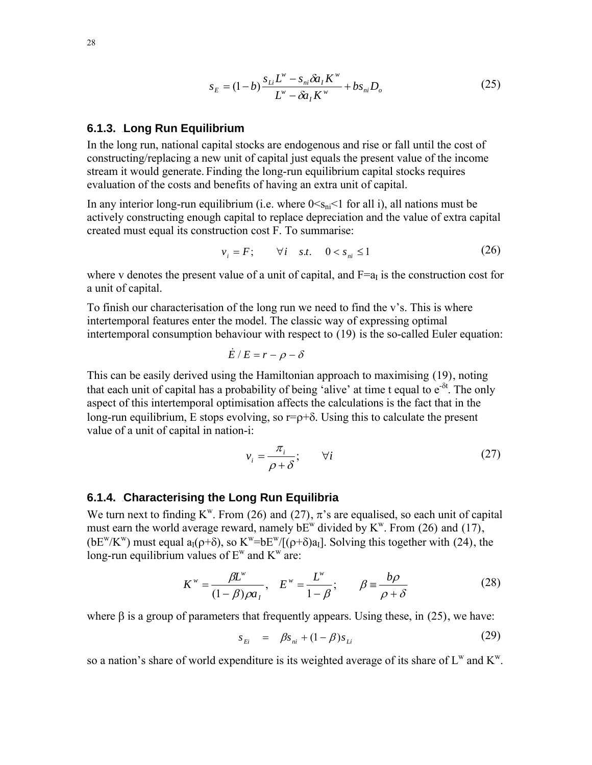$$s_E = (1-b)\frac{s_{Li}L^w - s_{ni}\delta a_I K^w}{L^w - \delta a_I K^w} + bs_{ni}D_o \tag{25}$$

### 6.1.3. Long Run Equilibrium

In the long run, national capital stocks are endogenous and rise or fall until the cost of constructing/replacing a new unit of capital just equals the present value of the income stream it would generate. Finding the long-run equilibrium capital stocks requires evaluation of the costs and benefits of having an extra unit of capital.

In any interior long-run equilibrium (i.e. where $0<s_{ni}<1$ for all i), all nations must be actively constructing enough capital to replace depreciation and the value of extra capital created must equal its construction cost F. To summarise:

$$v_i = F; \qquad \forall i \quad s.t. \quad 0 < s_{ni} \leq 1 \tag{26}$$

where v denotes the present value of a unit of capital, and $F=a_I$ is the construction cost for a unit of capital.

To finish our characterisation of the long run we need to find the v's. This is where intertemporal features enter the model. The classic way of expressing optimal intertemporal consumption behaviour with respect to (19) is the so-called Euler equation:

$$\dot{E}/E = r - \rho - \delta$$

This can be easily derived using the Hamiltonian approach to maximising (19), noting that each unit of capital has a probability of being 'alive' at time t equal to $e^{-\delta t}$. The only aspect of this intertemporal optimisation affects the calculations is the fact that in the long-run equilibrium, E stops evolving, so $r=\rho+\delta$. Using this to calculate the present value of a unit of capital in nation-i:

$$v_i = \frac{\pi_i}{\rho+\delta}; \qquad \forall i \tag{27}$$

### 6.1.4. Characterising the Long Run Equilibria

We turn next to finding $K^w$. From (26) and (27), $\pi$'s are equalised, so each unit of capital must earn the world average reward, namely $bE^w$ divided by $K^w$. From (26) and (17), $(bE^w/K^w)$ must equal $a_I(\rho+\delta)$, so $K^w=bE^w/[(\rho+\delta)a_I]$. Solving this together with (24), the long-run equilibrium values of $E^w$ and $K^w$ are:

$$K^w = \frac{\beta L^w}{(1-\beta)\rho a_I}, \quad E^w = \frac{L^w}{1-\beta}; \qquad \beta \equiv \frac{b\rho}{\rho+\delta} \tag{28}$$

where $\beta$ is a group of parameters that frequently appears. Using these, in (25), we have:

$$s_{Ei} \quad = \quad \beta s_{ni} + (1-\beta)s_{Li} \tag{29}$$

so a nation's share of world expenditure is its weighted average of its share of $L^w$ and $K^w$.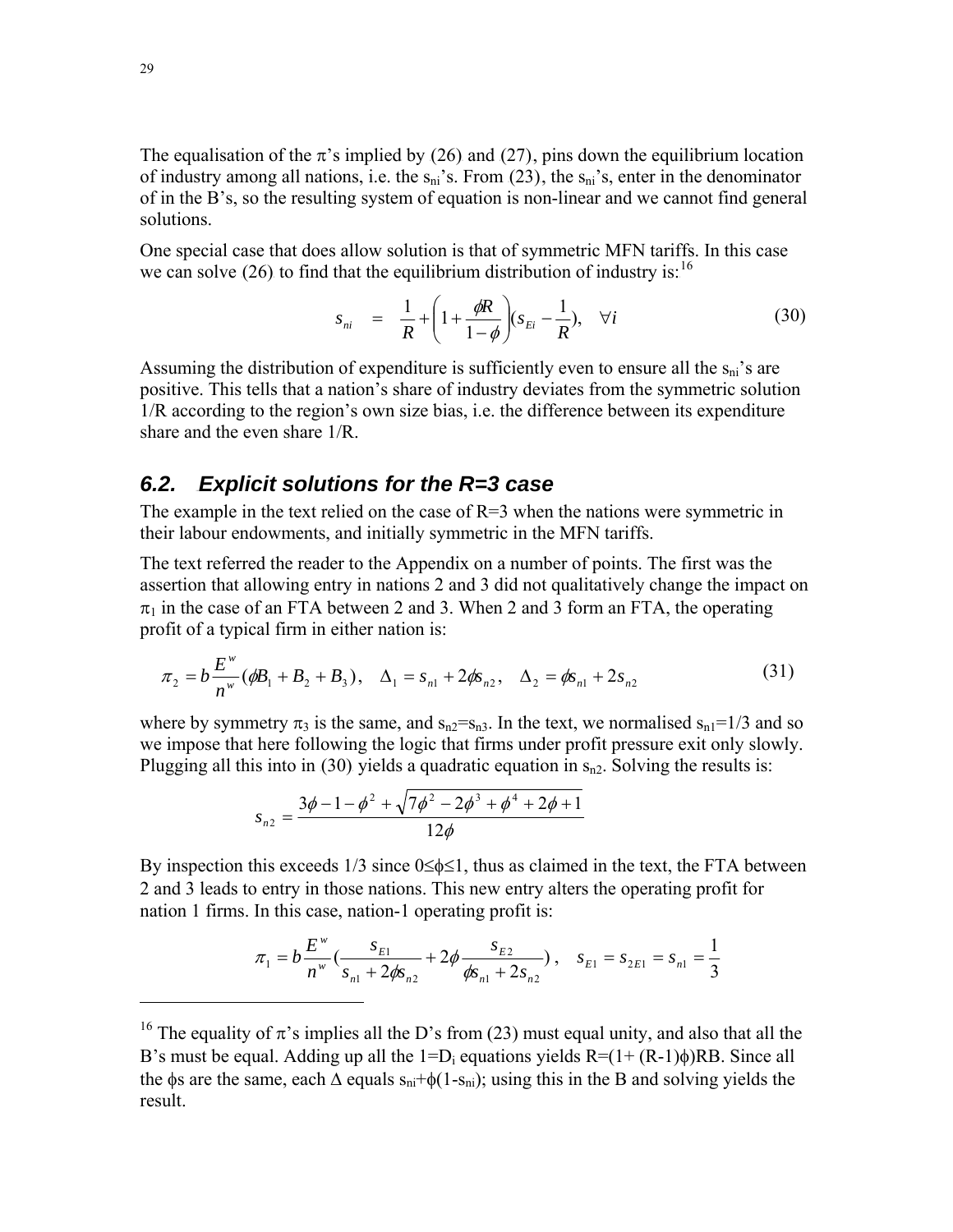The equalisation of the π's implied by (26) and (27), pins down the equilibrium location of industry among all nations, i.e. the $s_{ni}$'s. From (23), the $s_{ni}$'s, enter in the denominator of in the B's, so the resulting system of equation is non-linear and we cannot find general solutions.

One special case that does allow solution is that of symmetric MFN tariffs. In this case we can solve (26) to find that the equilibrium distribution of industry is:[16]

$$s_{ni} \quad = \quad \frac{1}{R} + \left(1 + \frac{\phi R}{1-\phi}\right)(s_{Ei} - \frac{1}{R}), \quad \forall i \tag{30}$$

Assuming the distribution of expenditure is sufficiently even to ensure all the $s_{ni}$'s are positive. This tells that a nation's share of industry deviates from the symmetric solution 1/R according to the region's own size bias, i.e. the difference between its expenditure share and the even share 1/R.

## 6.2. Explicit solutions for the R=3 case

The example in the text relied on the case of R=3 when the nations were symmetric in their labour endowments, and initially symmetric in the MFN tariffs.

The text referred the reader to the Appendix on a number of points. The first was the assertion that allowing entry in nations 2 and 3 did not qualitatively change the impact on $\pi_1$ in the case of an FTA between 2 and 3. When 2 and 3 form an FTA, the operating profit of a typical firm in either nation is:

$$\pi_2 = b\frac{E^w}{n^w}(\phi B_1 + B_2 + B_3), \quad \Delta_1 = s_{n1} + 2\phi s_{n2}, \quad \Delta_2 = \phi s_{n1} + 2s_{n2} \tag{31}$$

where by symmetry $\pi_3$ is the same, and $s_{n2}=s_{n3}$. In the text, we normalised $s_{n1}=1/3$ and so we impose that here following the logic that firms under profit pressure exit only slowly. Plugging all this into in (30) yields a quadratic equation in $s_{n2}$. Solving the results is:

$$s_{n2} = \frac{3\phi - 1 - \phi^2 + \sqrt{7\phi^2 - 2\phi^3 + \phi^4 + 2\phi + 1}}{12\phi}$$

By inspection this exceeds 1/3 since $0 \leq \phi \leq 1$, thus as claimed in the text, the FTA between 2 and 3 leads to entry in those nations. This new entry alters the operating profit for nation 1 firms. In this case, nation-1 operating profit is:

$$\pi_1 = b\frac{E^w}{n^w}\left(\frac{s_{E1}}{s_{n1} + 2\phi s_{n2}} + 2\phi\frac{s_{E2}}{\phi s_{n1} + 2s_{n2}}\right), \quad s_{E1} = s_{2E1} = s_{n1} = \frac{1}{3}$$

---

[16] The equality of π's implies all the D's from (23) must equal unity, and also that all the B's must be equal. Adding up all the $1=D_i$ equations yields $R=(1+(R-1)\phi)RB$. Since all the ϕs are the same, each Δ equals $s_{ni}+\phi(1-s_{ni})$; using this in the B and solving yields the result.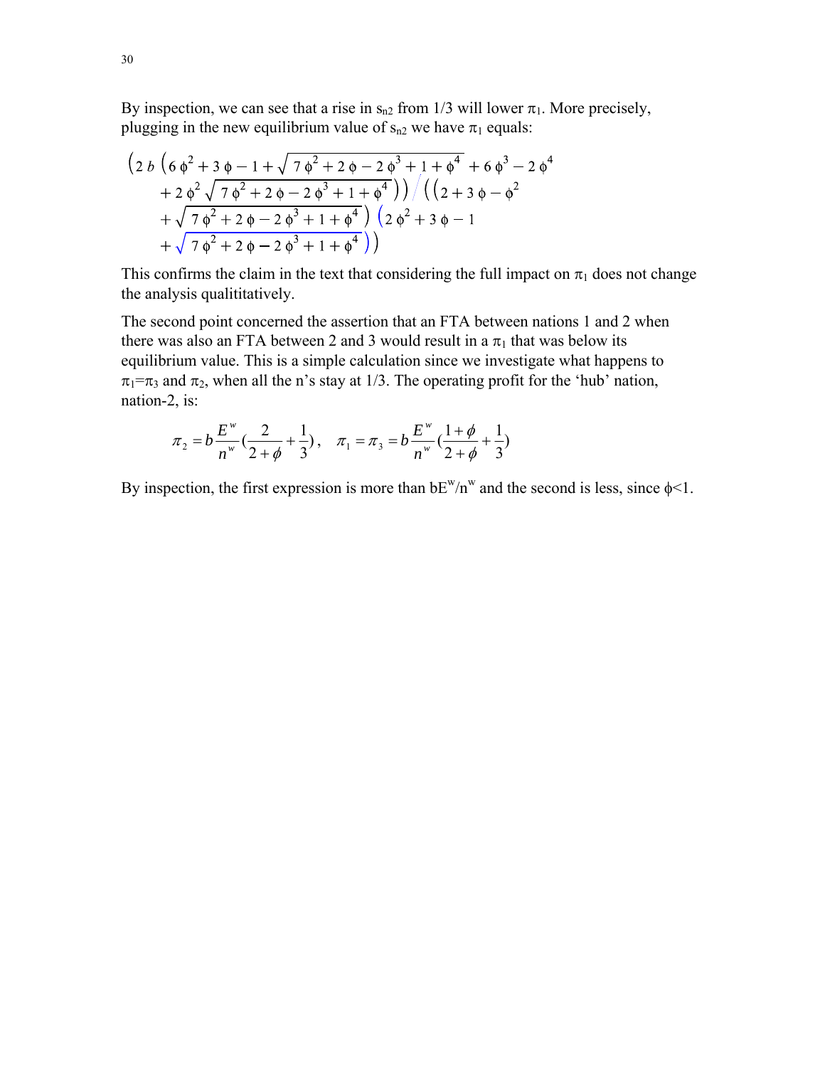By inspection, we can see that a rise in $s_{n2}$ from 1/3 will lower $\pi_1$. More precisely, plugging in the new equilibrium value of $s_{n2}$ we have $\pi_1$ equals:

$$\left(2\, b\, \left(6\, \phi^2 + 3\, \phi - 1 + \sqrt{7\, \phi^2 + 2\, \phi - 2\, \phi^3 + 1 + \phi^4} + 6\, \phi^3 - 2\, \phi^4 + 2\, \phi^2 \sqrt{7\, \phi^2 + 2\, \phi - 2\, \phi^3 + 1 + \phi^4}\right)\right) \Big/ \left(\left(2 + 3\, \phi - \phi^2 + \sqrt{7\, \phi^2 + 2\, \phi - 2\, \phi^3 + 1 + \phi^4}\right) \left(2\, \phi^2 + 3\, \phi - 1 + \sqrt{7\, \phi^2 + 2\, \phi - 2\, \phi^3 + 1 + \phi^4}\right)\right)$$

This confirms the claim in the text that considering the full impact on $\pi_1$ does not change the analysis qualititatively.

The second point concerned the assertion that an FTA between nations 1 and 2 when there was also an FTA between 2 and 3 would result in a $\pi_1$ that was below its equilibrium value. This is a simple calculation since we investigate what happens to $\pi_1=\pi_3$ and $\pi_2$, when all the n's stay at 1/3. The operating profit for the 'hub' nation, nation-2, is:

$$\pi_2 = b\frac{E^w}{n^w}\left(\frac{2}{2+\phi} + \frac{1}{3}\right), \quad \pi_1 = \pi_3 = b\frac{E^w}{n^w}\left(\frac{1+\phi}{2+\phi} + \frac{1}{3}\right)$$

By inspection, the first expression is more than $bE^w/n^w$ and the second is less, since $\phi<1$.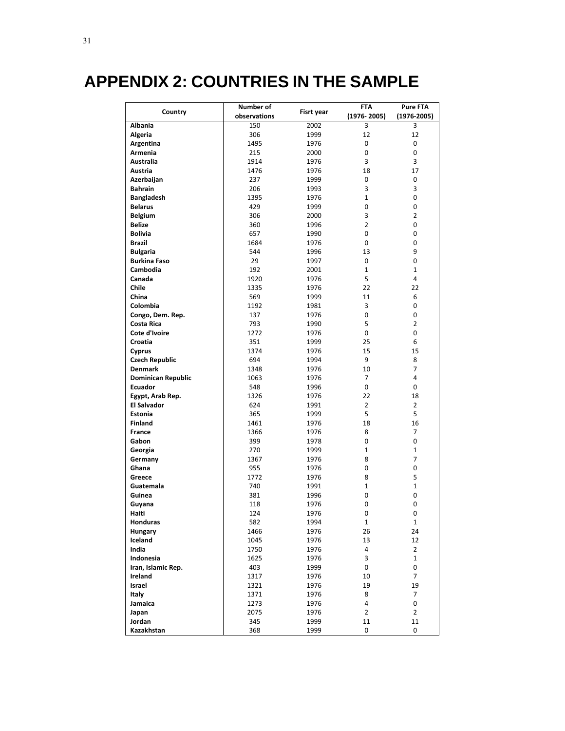# APPENDIX 2: COUNTRIES IN THE SAMPLE

| Country | Number of observations | Fisrt year | FTA (1976- 2005) | Pure FTA (1976-2005) |
|---|---|---|---|---|
| Albania | 150 | 2002 | 3 | 3 |
| Algeria | 306 | 1999 | 12 | 12 |
| Argentina | 1495 | 1976 | 0 | 0 |
| Armenia | 215 | 2000 | 0 | 0 |
| Australia | 1914 | 1976 | 3 | 3 |
| Austria | 1476 | 1976 | 18 | 17 |
| Azerbaijan | 237 | 1999 | 0 | 0 |
| Bahrain | 206 | 1993 | 3 | 3 |
| Bangladesh | 1395 | 1976 | 1 | 0 |
| Belarus | 429 | 1999 | 0 | 0 |
| Belgium | 306 | 2000 | 3 | 2 |
| Belize | 360 | 1996 | 2 | 0 |
| Bolivia | 657 | 1990 | 0 | 0 |
| Brazil | 1684 | 1976 | 0 | 0 |
| Bulgaria | 544 | 1996 | 13 | 9 |
| Burkina Faso | 29 | 1997 | 0 | 0 |
| Cambodia | 192 | 2001 | 1 | 1 |
| Canada | 1920 | 1976 | 5 | 4 |
| Chile | 1335 | 1976 | 22 | 22 |
| China | 569 | 1999 | 11 | 6 |
| Colombia | 1192 | 1981 | 3 | 0 |
| Congo, Dem. Rep. | 137 | 1976 | 0 | 0 |
| Costa Rica | 793 | 1990 | 5 | 2 |
| Cote d'Ivoire | 1272 | 1976 | 0 | 0 |
| Croatia | 351 | 1999 | 25 | 6 |
| Cyprus | 1374 | 1976 | 15 | 15 |
| Czech Republic | 694 | 1994 | 9 | 8 |
| Denmark | 1348 | 1976 | 10 | 7 |
| Dominican Republic | 1063 | 1976 | 7 | 4 |
| Ecuador | 548 | 1996 | 0 | 0 |
| Egypt, Arab Rep. | 1326 | 1976 | 22 | 18 |
| El Salvador | 624 | 1991 | 2 | 2 |
| Estonia | 365 | 1999 | 5 | 5 |
| Finland | 1461 | 1976 | 18 | 16 |
| France | 1366 | 1976 | 8 | 7 |
| Gabon | 399 | 1978 | 0 | 0 |
| Georgia | 270 | 1999 | 1 | 1 |
| Germany | 1367 | 1976 | 8 | 7 |
| Ghana | 955 | 1976 | 0 | 0 |
| Greece | 1772 | 1976 | 8 | 5 |
| Guatemala | 740 | 1991 | 1 | 1 |
| Guinea | 381 | 1996 | 0 | 0 |
| Guyana | 118 | 1976 | 0 | 0 |
| Haiti | 124 | 1976 | 0 | 0 |
| Honduras | 582 | 1994 | 1 | 1 |
| Hungary | 1466 | 1976 | 26 | 24 |
| Iceland | 1045 | 1976 | 13 | 12 |
| India | 1750 | 1976 | 4 | 2 |
| Indonesia | 1625 | 1976 | 3 | 1 |
| Iran, Islamic Rep. | 403 | 1999 | 0 | 0 |
| Ireland | 1317 | 1976 | 10 | 7 |
| Israel | 1321 | 1976 | 19 | 19 |
| Italy | 1371 | 1976 | 8 | 7 |
| Jamaica | 1273 | 1976 | 4 | 0 |
| Japan | 2075 | 1976 | 2 | 2 |
| Jordan | 345 | 1999 | 11 | 11 |
| Kazakhstan | 368 | 1999 | 0 | 0 |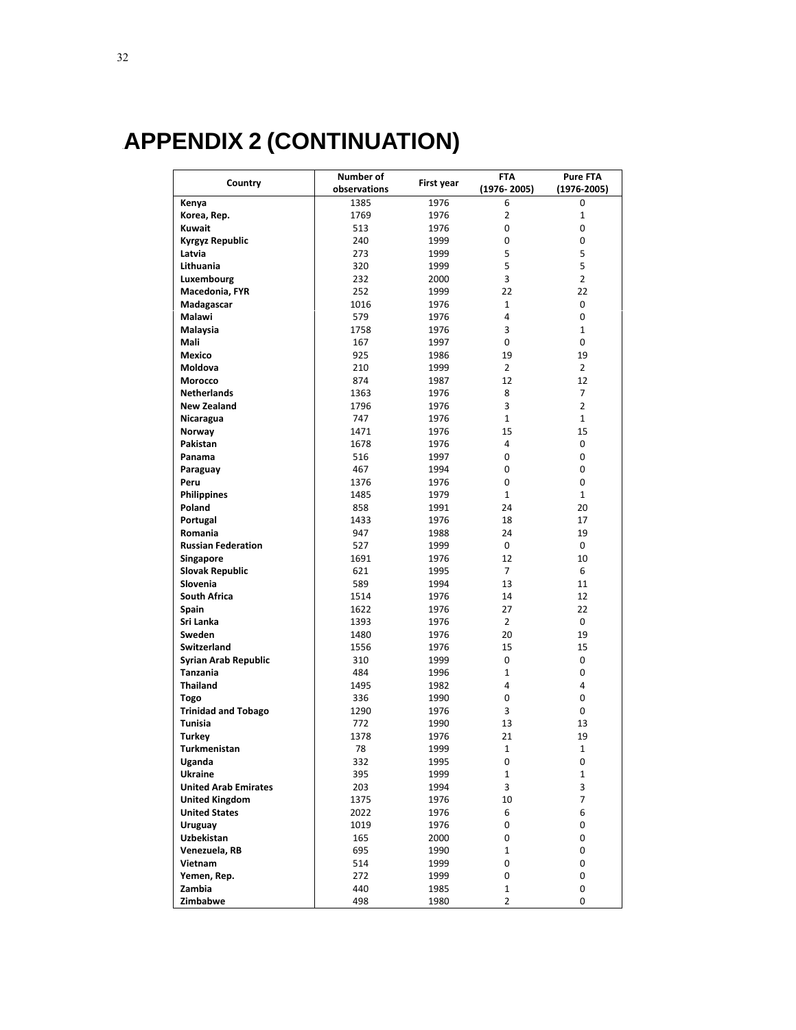# APPENDIX 2 (CONTINUATION)

| Country | Number of observations | First year | FTA (1976- 2005) | Pure FTA (1976-2005) |
|---|---|---|---|---|
| **Kenya** | 1385 | 1976 | 6 | 0 |
| **Korea, Rep.** | 1769 | 1976 | 2 | 1 |
| **Kuwait** | 513 | 1976 | 0 | 0 |
| **Kyrgyz Republic** | 240 | 1999 | 0 | 0 |
| **Latvia** | 273 | 1999 | 5 | 5 |
| **Lithuania** | 320 | 1999 | 5 | 5 |
| **Luxembourg** | 232 | 2000 | 3 | 2 |
| **Macedonia, FYR** | 252 | 1999 | 22 | 22 |
| **Madagascar** | 1016 | 1976 | 1 | 0 |
| **Malawi** | 579 | 1976 | 4 | 0 |
| **Malaysia** | 1758 | 1976 | 3 | 1 |
| **Mali** | 167 | 1997 | 0 | 0 |
| **Mexico** | 925 | 1986 | 19 | 19 |
| **Moldova** | 210 | 1999 | 2 | 2 |
| **Morocco** | 874 | 1987 | 12 | 12 |
| **Netherlands** | 1363 | 1976 | 8 | 7 |
| **New Zealand** | 1796 | 1976 | 3 | 2 |
| **Nicaragua** | 747 | 1976 | 1 | 1 |
| **Norway** | 1471 | 1976 | 15 | 15 |
| **Pakistan** | 1678 | 1976 | 4 | 0 |
| **Panama** | 516 | 1997 | 0 | 0 |
| **Paraguay** | 467 | 1994 | 0 | 0 |
| **Peru** | 1376 | 1976 | 0 | 0 |
| **Philippines** | 1485 | 1979 | 1 | 1 |
| **Poland** | 858 | 1991 | 24 | 20 |
| **Portugal** | 1433 | 1976 | 18 | 17 |
| **Romania** | 947 | 1988 | 24 | 19 |
| **Russian Federation** | 527 | 1999 | 0 | 0 |
| **Singapore** | 1691 | 1976 | 12 | 10 |
| **Slovak Republic** | 621 | 1995 | 7 | 6 |
| **Slovenia** | 589 | 1994 | 13 | 11 |
| **South Africa** | 1514 | 1976 | 14 | 12 |
| **Spain** | 1622 | 1976 | 27 | 22 |
| **Sri Lanka** | 1393 | 1976 | 2 | 0 |
| **Sweden** | 1480 | 1976 | 20 | 19 |
| **Switzerland** | 1556 | 1976 | 15 | 15 |
| **Syrian Arab Republic** | 310 | 1999 | 0 | 0 |
| **Tanzania** | 484 | 1996 | 1 | 0 |
| **Thailand** | 1495 | 1982 | 4 | 4 |
| **Togo** | 336 | 1990 | 0 | 0 |
| **Trinidad and Tobago** | 1290 | 1976 | 3 | 0 |
| **Tunisia** | 772 | 1990 | 13 | 13 |
| **Turkey** | 1378 | 1976 | 21 | 19 |
| **Turkmenistan** | 78 | 1999 | 1 | 1 |
| **Uganda** | 332 | 1995 | 0 | 0 |
| **Ukraine** | 395 | 1999 | 1 | 1 |
| **United Arab Emirates** | 203 | 1994 | 3 | 3 |
| **United Kingdom** | 1375 | 1976 | 10 | 7 |
| **United States** | 2022 | 1976 | 6 | 6 |
| **Uruguay** | 1019 | 1976 | 0 | 0 |
| **Uzbekistan** | 165 | 2000 | 0 | 0 |
| **Venezuela, RB** | 695 | 1990 | 1 | 0 |
| **Vietnam** | 514 | 1999 | 0 | 0 |
| **Yemen, Rep.** | 272 | 1999 | 0 | 0 |
| **Zambia** | 440 | 1985 | 1 | 0 |
| **Zimbabwe** | 498 | 1980 | 2 | 0 |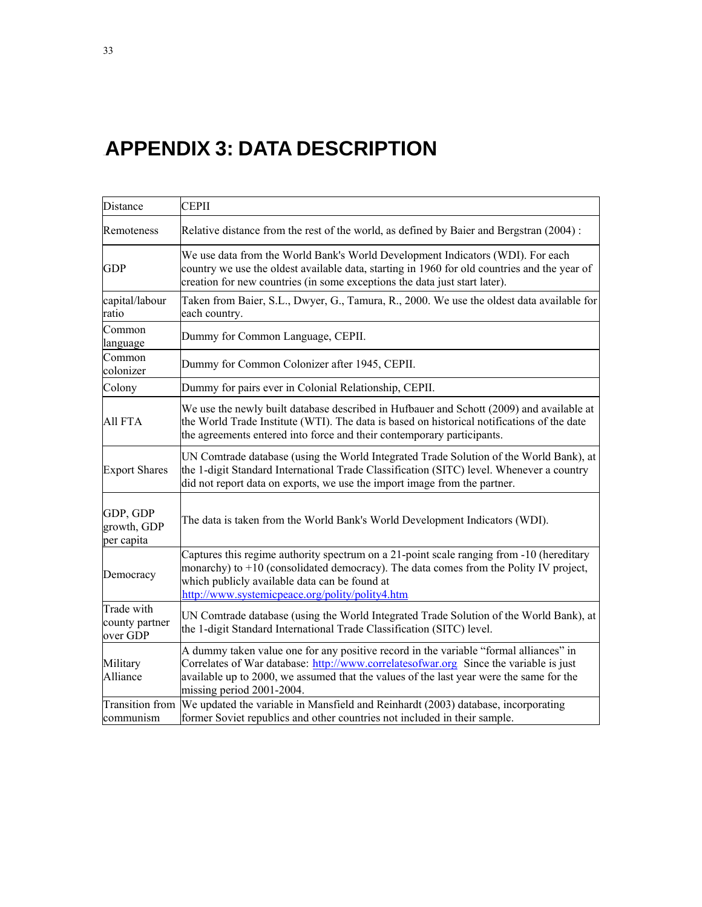# APPENDIX 3: DATA DESCRIPTION

| | |
|---|---|
| Distance | CEPII |
| Remoteness | Relative distance from the rest of the world, as defined by Baier and Bergstran (2004) : |
| GDP | We use data from the World Bank's World Development Indicators (WDI). For each country we use the oldest available data, starting in 1960 for old countries and the year of creation for new countries (in some exceptions the data just start later). |
| capital/labour ratio | Taken from Baier, S.L., Dwyer, G., Tamura, R., 2000. We use the oldest data available for each country. |
| Common language | Dummy for Common Language, CEPII. |
| Common colonizer | Dummy for Common Colonizer after 1945, CEPII. |
| Colony | Dummy for pairs ever in Colonial Relationship, CEPII. |
| All FTA | We use the newly built database described in Hufbauer and Schott (2009) and available at the World Trade Institute (WTI). The data is based on historical notifications of the date the agreements entered into force and their contemporary participants. |
| Export Shares | UN Comtrade database (using the World Integrated Trade Solution of the World Bank), at the 1-digit Standard International Trade Classification (SITC) level. Whenever a country did not report data on exports, we use the import image from the partner. |
| GDP, GDP growth, GDP per capita | The data is taken from the World Bank's World Development Indicators (WDI). |
| Democracy | Captures this regime authority spectrum on a 21-point scale ranging from -10 (hereditary monarchy) to +10 (consolidated democracy). The data comes from the Polity IV project, which publicly available data can be found at http://www.systemicpeace.org/polity/polity4.htm |
| Trade with county partner over GDP | UN Comtrade database (using the World Integrated Trade Solution of the World Bank), at the 1-digit Standard International Trade Classification (SITC) level. |
| Military Alliance | A dummy taken value one for any positive record in the variable "formal alliances" in Correlates of War database: http://www.correlatesofwar.org Since the variable is just available up to 2000, we assumed that the values of the last year were the same for the missing period 2001-2004. |
| Transition from communism | We updated the variable in Mansfield and Reinhardt (2003) database, incorporating former Soviet republics and other countries not included in their sample. |